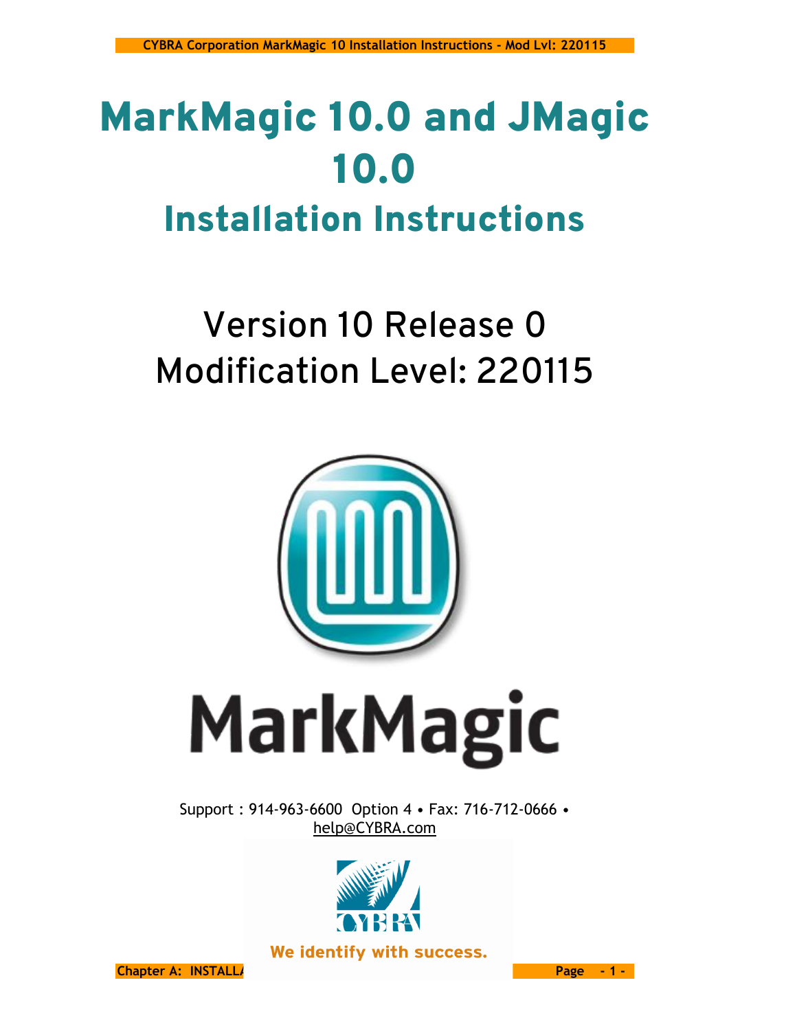# MarkMagic 10.0 and JMagic 10.0

## Installation Instructions

Version 10 Release 0
Modification Level: 220115

MarkMagic

Support : 914-963-6600 Option 4 • Fax: 716-712-0666 • help@CYBRA.com

We identify with success.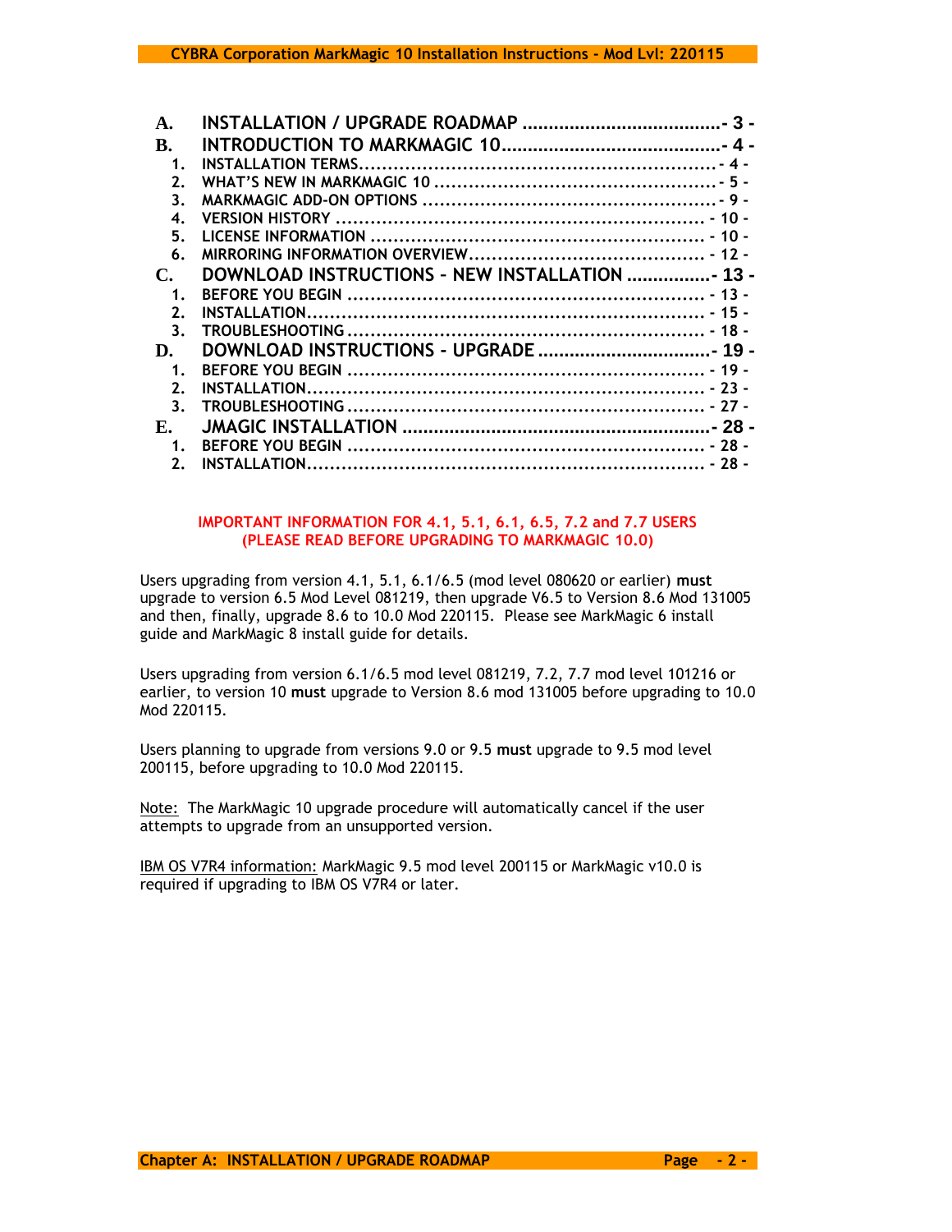| | | |
|---|---|---|
| **A.** | **INSTALLATION / UPGRADE ROADMAP** | **- 3 -** |
| **B.** | **INTRODUCTION TO MARKMAGIC 10** | **- 4 -** |
| 1. | INSTALLATION TERMS | - 4 - |
| 2. | WHAT'S NEW IN MARKMAGIC 10 | - 5 - |
| 3. | MARKMAGIC ADD-ON OPTIONS | - 9 - |
| 4. | VERSION HISTORY | - 10 - |
| 5. | LICENSE INFORMATION | - 10 - |
| 6. | MIRRORING INFORMATION OVERVIEW | - 12 - |
| **C.** | **DOWNLOAD INSTRUCTIONS – NEW INSTALLATION** | **- 13 -** |
| 1. | BEFORE YOU BEGIN | - 13 - |
| 2. | INSTALLATION | - 15 - |
| 3. | TROUBLESHOOTING | - 18 - |
| **D.** | **DOWNLOAD INSTRUCTIONS - UPGRADE** | **- 19 -** |
| 1. | BEFORE YOU BEGIN | - 19 - |
| 2. | INSTALLATION | - 23 - |
| 3. | TROUBLESHOOTING | - 27 - |
| **E.** | **JMAGIC INSTALLATION** | **- 28 -** |
| 1. | BEFORE YOU BEGIN | - 28 - |
| 2. | INSTALLATION | - 28 - |

**IMPORTANT INFORMATION FOR 4.1, 5.1, 6.1, 6.5, 7.2 and 7.7 USERS**
**(PLEASE READ BEFORE UPGRADING TO MARKMAGIC 10.0)**

Users upgrading from version 4.1, 5.1, 6.1/6.5 (mod level 080620 or earlier) **must** upgrade to version 6.5 Mod Level 081219, then upgrade V6.5 to Version 8.6 Mod 131005 and then, finally, upgrade 8.6 to 10.0 Mod 220115. Please see MarkMagic 6 install guide and MarkMagic 8 install guide for details.

Users upgrading from version 6.1/6.5 mod level 081219, 7.2, 7.7 mod level 101216 or earlier, to version 10 **must** upgrade to Version 8.6 mod 131005 before upgrading to 10.0 Mod 220115.

Users planning to upgrade from versions 9.0 or 9.5 **must** upgrade to 9.5 mod level 200115, before upgrading to 10.0 Mod 220115.

Note: The MarkMagic 10 upgrade procedure will automatically cancel if the user attempts to upgrade from an unsupported version.

IBM OS V7R4 information: MarkMagic 9.5 mod level 200115 or MarkMagic v10.0 is required if upgrading to IBM OS V7R4 or later.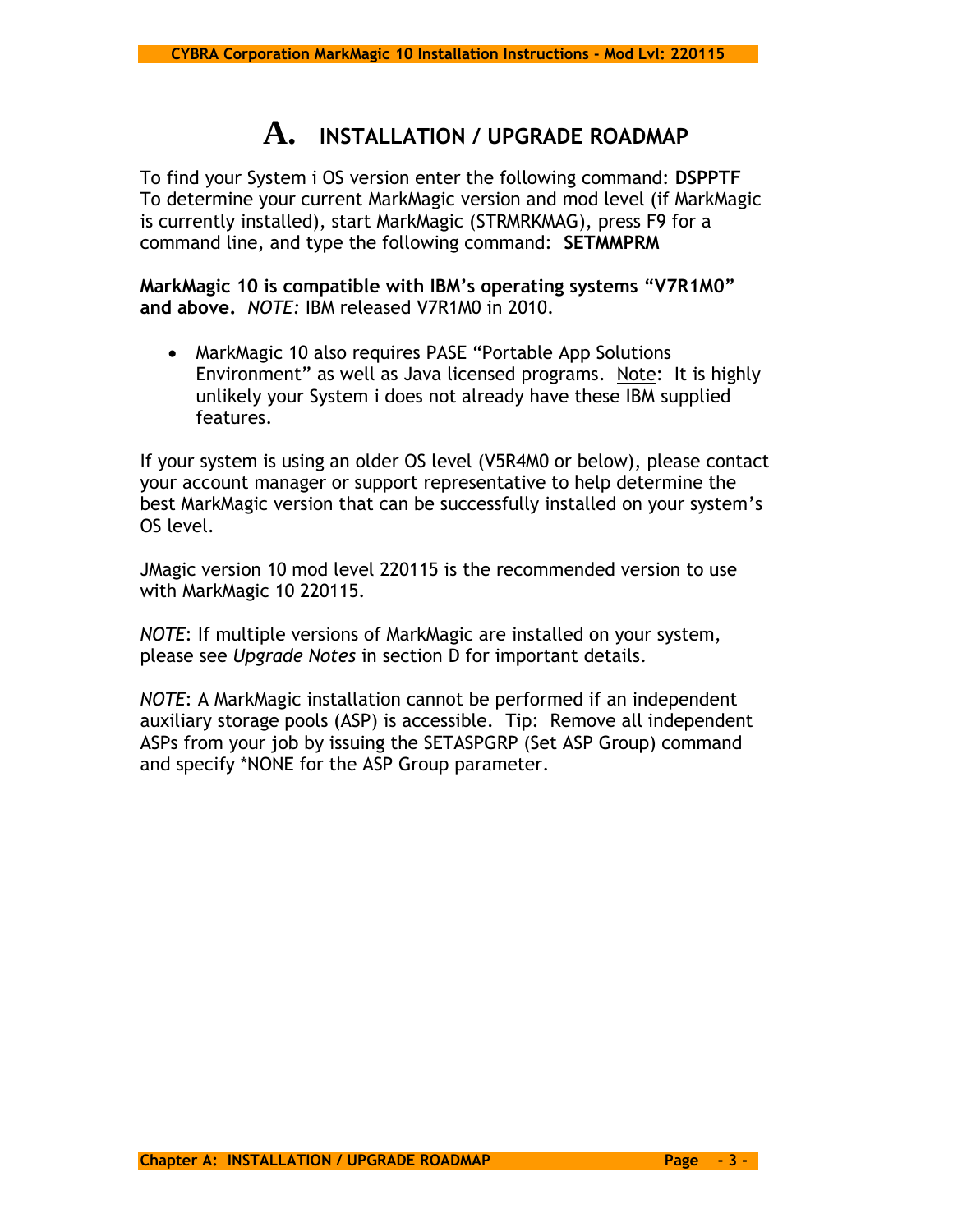# A. INSTALLATION / UPGRADE ROADMAP

To find your System i OS version enter the following command: **DSPPTF**
To determine your current MarkMagic version and mod level (if MarkMagic is currently installed), start MarkMagic (STRMRKMAG), press F9 for a command line, and type the following command: **SETMMPRM**

**MarkMagic 10 is compatible with IBM's operating systems "V7R1M0" and above.** *NOTE:* IBM released V7R1M0 in 2010.

- MarkMagic 10 also requires PASE "Portable App Solutions Environment" as well as Java licensed programs. Note: It is highly unlikely your System i does not already have these IBM supplied features.

If your system is using an older OS level (V5R4M0 or below), please contact your account manager or support representative to help determine the best MarkMagic version that can be successfully installed on your system's OS level.

JMagic version 10 mod level 220115 is the recommended version to use with MarkMagic 10 220115.

*NOTE*: If multiple versions of MarkMagic are installed on your system, please see *Upgrade Notes* in section D for important details.

*NOTE*: A MarkMagic installation cannot be performed if an independent auxiliary storage pools (ASP) is accessible. Tip: Remove all independent ASPs from your job by issuing the SETASPGRP (Set ASP Group) command and specify *NONE for the ASP Group parameter.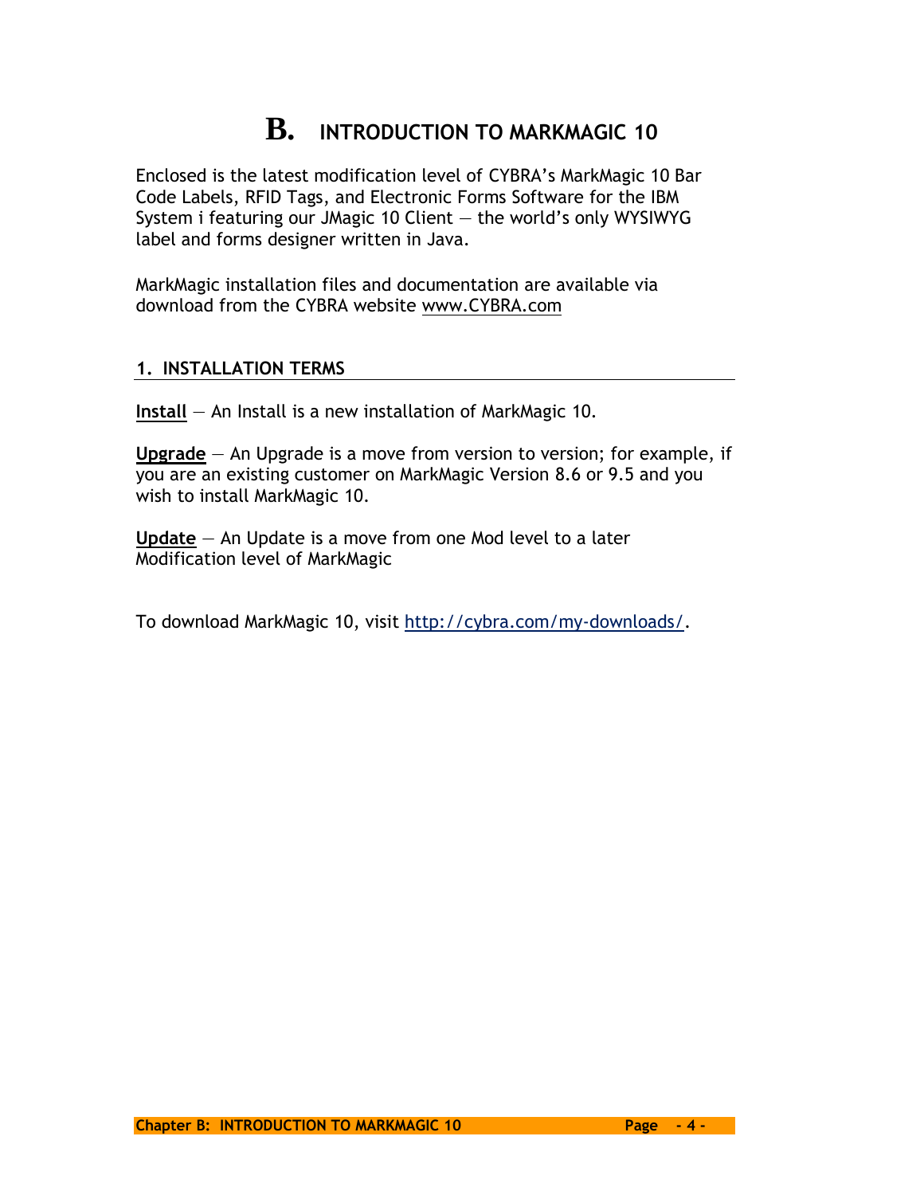# B. INTRODUCTION TO MARKMAGIC 10

Enclosed is the latest modification level of CYBRA's MarkMagic 10 Bar Code Labels, RFID Tags, and Electronic Forms Software for the IBM System i featuring our JMagic 10 Client — the world's only WYSIWYG label and forms designer written in Java.

MarkMagic installation files and documentation are available via download from the CYBRA website www.CYBRA.com

## 1. INSTALLATION TERMS

**Install** — An Install is a new installation of MarkMagic 10.

**Upgrade** — An Upgrade is a move from version to version; for example, if you are an existing customer on MarkMagic Version 8.6 or 9.5 and you wish to install MarkMagic 10.

**Update** — An Update is a move from one Mod level to a later Modification level of MarkMagic

To download MarkMagic 10, visit http://cybra.com/my-downloads/.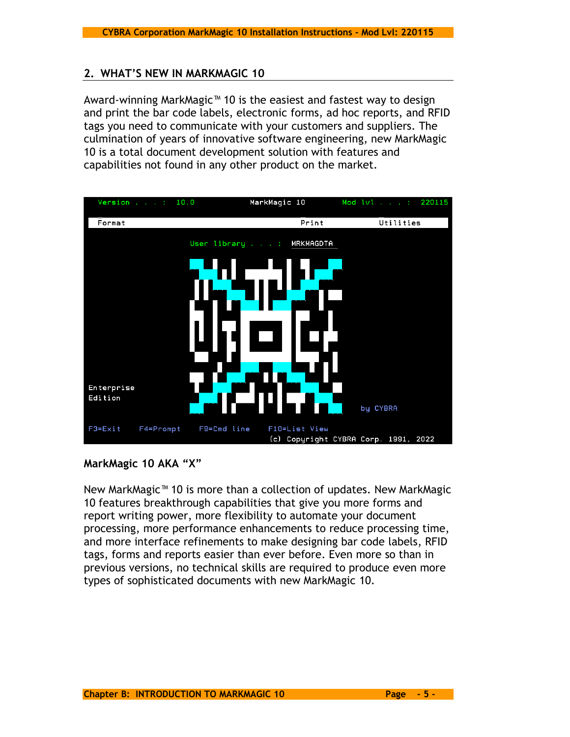## 2. WHAT'S NEW IN MARKMAGIC 10

Award-winning MarkMagic™ 10 is the easiest and fastest way to design and print the bar code labels, electronic forms, ad hoc reports, and RFID tags you need to communicate with your customers and suppliers. The culmination of years of innovative software engineering, new MarkMagic 10 is a total document development solution with features and capabilities not found in any other product on the market.

```
Version . . . :  10.0          MarkMagic 10         Mod lvl . . . :  220115

Format                                  Print              Utilities

                    User library . . . :  MRKMAGDTA

Enterprise
Edition
                                                     by CYBRA
F3=Exit    F4=Prompt    F9=Cmd line    F10=List View
                                    (c) Copyright CYBRA Corp. 1991, 2022
```

### MarkMagic 10 AKA "X"

New MarkMagic™ 10 is more than a collection of updates. New MarkMagic 10 features breakthrough capabilities that give you more forms and report writing power, more flexibility to automate your document processing, more performance enhancements to reduce processing time, and more interface refinements to make designing bar code labels, RFID tags, forms and reports easier than ever before. Even more so than in previous versions, no technical skills are required to produce even more types of sophisticated documents with new MarkMagic 10.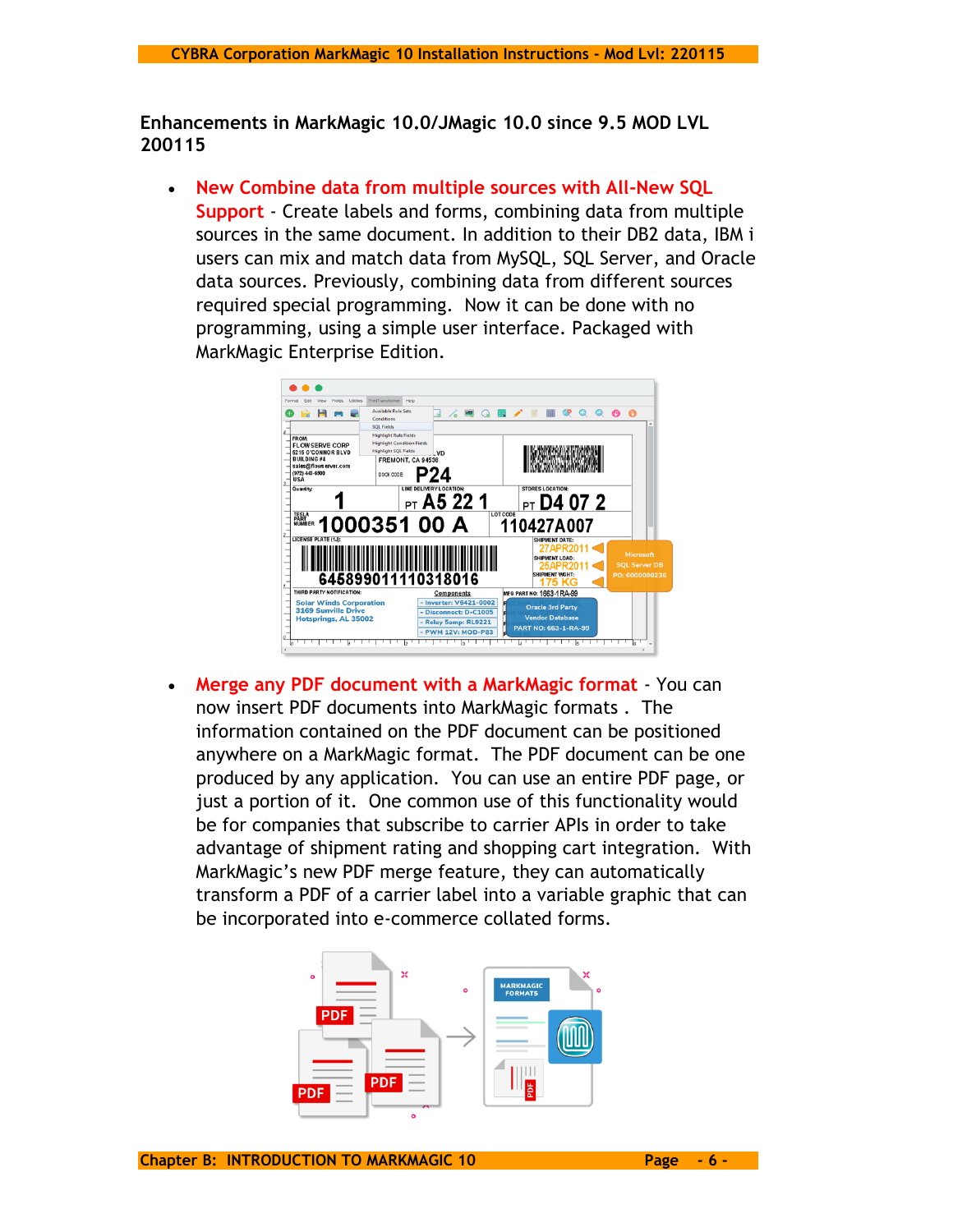**Enhancements in MarkMagic 10.0/JMagic 10.0 since 9.5 MOD LVL 200115**

- **New Combine data from multiple sources with All-New SQL Support** - Create labels and forms, combining data from multiple sources in the same document. In addition to their DB2 data, IBM i users can mix and match data from MySQL, SQL Server, and Oracle data sources. Previously, combining data from different sources required special programming. Now it can be done with no programming, using a simple user interface. Packaged with MarkMagic Enterprise Edition.

- **Merge any PDF document with a MarkMagic format** - You can now insert PDF documents into MarkMagic formats . The information contained on the PDF document can be positioned anywhere on a MarkMagic format. The PDF document can be one produced by any application. You can use an entire PDF page, or just a portion of it. One common use of this functionality would be for companies that subscribe to carrier APIs in order to take advantage of shipment rating and shopping cart integration. With MarkMagic's new PDF merge feature, they can automatically transform a PDF of a carrier label into a variable graphic that can be incorporated into e-commerce collated forms.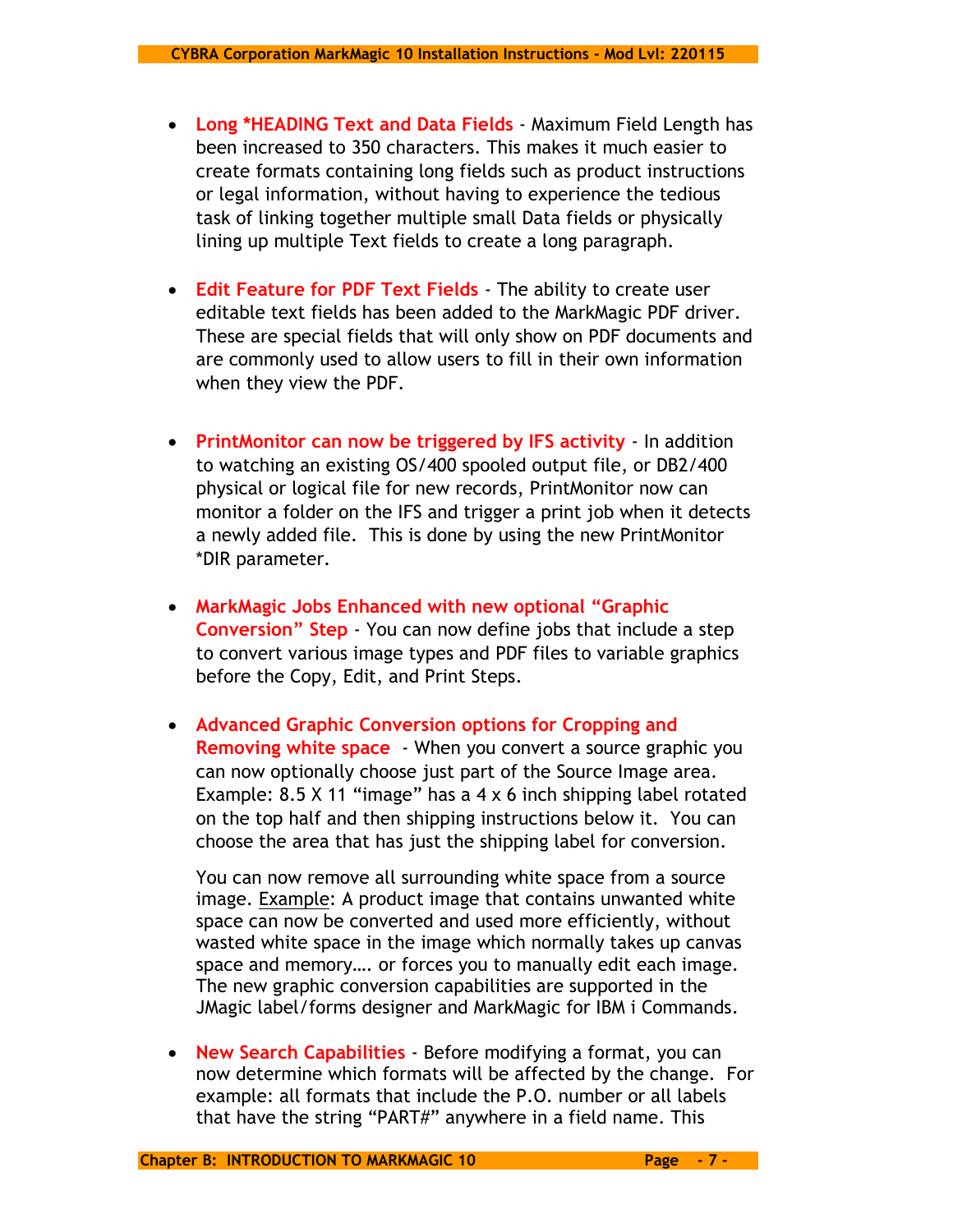- **Long *HEADING Text and Data Fields** - Maximum Field Length has been increased to 350 characters. This makes it much easier to create formats containing long fields such as product instructions or legal information, without having to experience the tedious task of linking together multiple small Data fields or physically lining up multiple Text fields to create a long paragraph.

- **Edit Feature for PDF Text Fields** - The ability to create user editable text fields has been added to the MarkMagic PDF driver. These are special fields that will only show on PDF documents and are commonly used to allow users to fill in their own information when they view the PDF.

- **PrintMonitor can now be triggered by IFS activity** - In addition to watching an existing OS/400 spooled output file, or DB2/400 physical or logical file for new records, PrintMonitor now can monitor a folder on the IFS and trigger a print job when it detects a newly added file. This is done by using the new PrintMonitor *DIR parameter.

- **MarkMagic Jobs Enhanced with new optional "Graphic Conversion" Step** - You can now define jobs that include a step to convert various image types and PDF files to variable graphics before the Copy, Edit, and Print Steps.

- **Advanced Graphic Conversion options for Cropping and Removing white space** - When you convert a source graphic you can now optionally choose just part of the Source Image area. Example: 8.5 X 11 "image" has a 4 x 6 inch shipping label rotated on the top half and then shipping instructions below it. You can choose the area that has just the shipping label for conversion.

  You can now remove all surrounding white space from a source image. Example: A product image that contains unwanted white space can now be converted and used more efficiently, without wasted white space in the image which normally takes up canvas space and memory…. or forces you to manually edit each image. The new graphic conversion capabilities are supported in the JMagic label/forms designer and MarkMagic for IBM i Commands.

- **New Search Capabilities** - Before modifying a format, you can now determine which formats will be affected by the change. For example: all formats that include the P.O. number or all labels that have the string "PART#" anywhere in a field name. This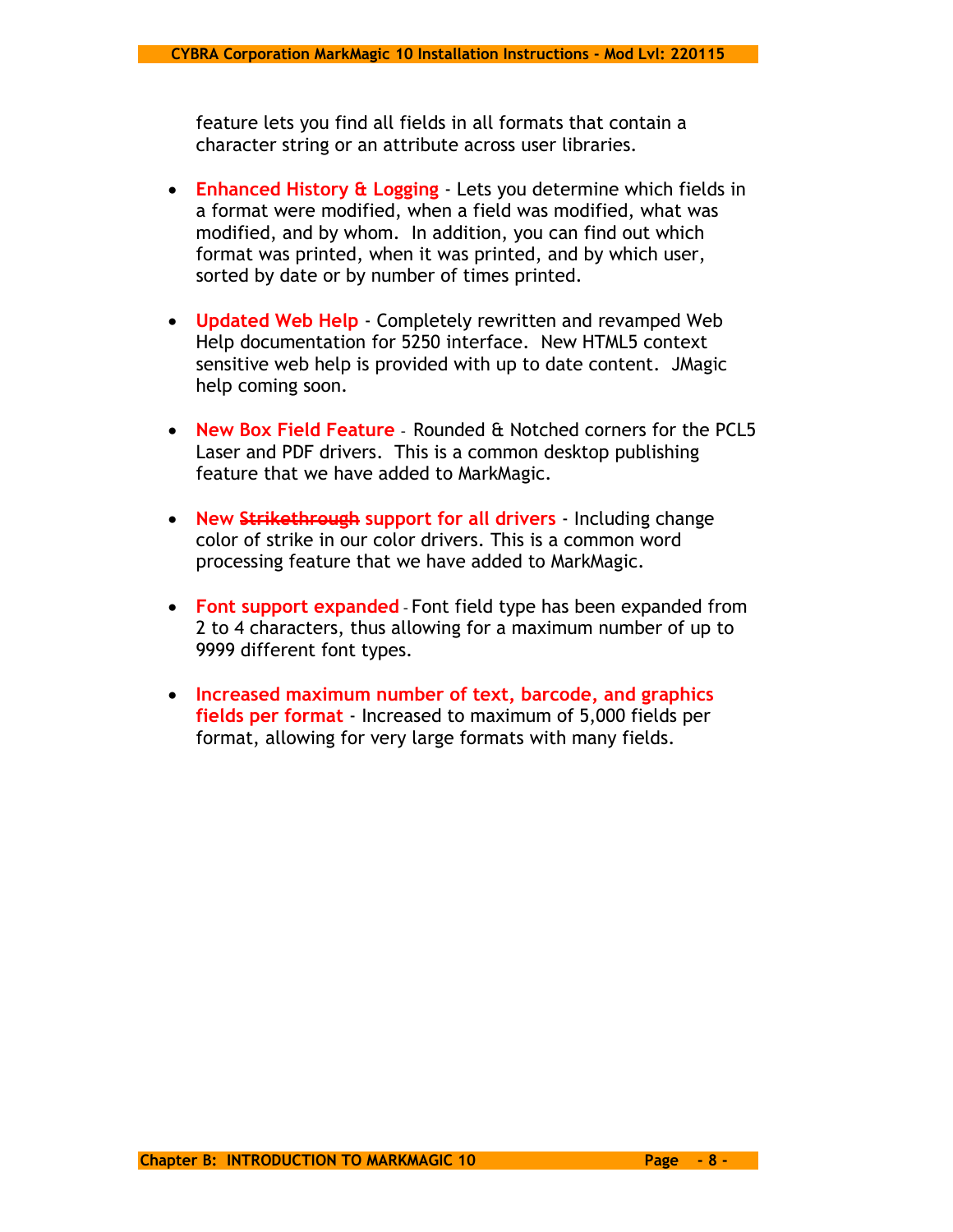feature lets you find all fields in all formats that contain a character string or an attribute across user libraries.

- **Enhanced History & Logging** - Lets you determine which fields in a format were modified, when a field was modified, what was modified, and by whom. In addition, you can find out which format was printed, when it was printed, and by which user, sorted by date or by number of times printed.

- **Updated Web Help** - Completely rewritten and revamped Web Help documentation for 5250 interface. New HTML5 context sensitive web help is provided with up to date content. JMagic help coming soon.

- **New Box Field Feature** - Rounded & Notched corners for the PCL5 Laser and PDF drivers. This is a common desktop publishing feature that we have added to MarkMagic.

- **New ~~Strikethrough~~ support for all drivers** - Including change color of strike in our color drivers. This is a common word processing feature that we have added to MarkMagic.

- **Font support expanded** - Font field type has been expanded from 2 to 4 characters, thus allowing for a maximum number of up to 9999 different font types.

- **Increased maximum number of text, barcode, and graphics fields per format** - Increased to maximum of 5,000 fields per format, allowing for very large formats with many fields.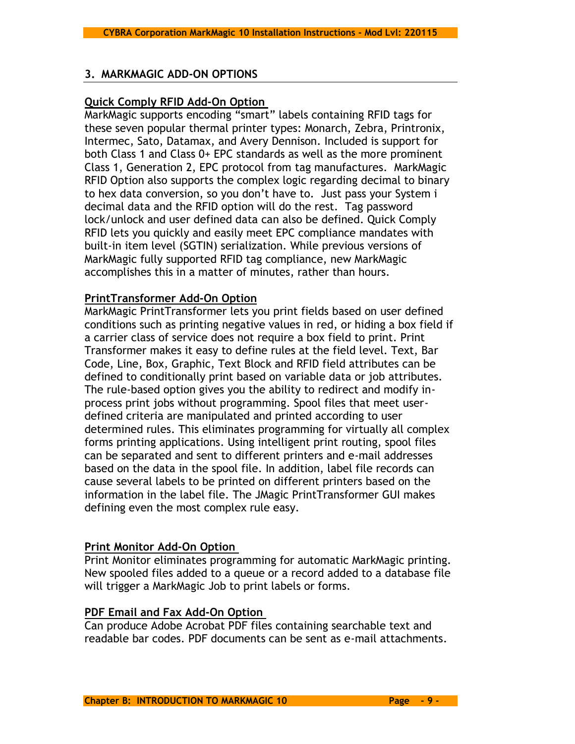## 3. MARKMAGIC ADD-ON OPTIONS

### Quick Comply RFID Add-On Option

MarkMagic supports encoding “smart” labels containing RFID tags for these seven popular thermal printer types: Monarch, Zebra, Printronix, Intermec, Sato, Datamax, and Avery Dennison. Included is support for both Class 1 and Class 0+ EPC standards as well as the more prominent Class 1, Generation 2, EPC protocol from tag manufactures. MarkMagic RFID Option also supports the complex logic regarding decimal to binary to hex data conversion, so you don’t have to. Just pass your System i decimal data and the RFID option will do the rest. Tag password lock/unlock and user defined data can also be defined. Quick Comply RFID lets you quickly and easily meet EPC compliance mandates with built-in item level (SGTIN) serialization. While previous versions of MarkMagic fully supported RFID tag compliance, new MarkMagic accomplishes this in a matter of minutes, rather than hours.

### PrintTransformer Add-On Option

MarkMagic PrintTransformer lets you print fields based on user defined conditions such as printing negative values in red, or hiding a box field if a carrier class of service does not require a box field to print. Print Transformer makes it easy to define rules at the field level. Text, Bar Code, Line, Box, Graphic, Text Block and RFID field attributes can be defined to conditionally print based on variable data or job attributes. The rule-based option gives you the ability to redirect and modify in-process print jobs without programming. Spool files that meet user-defined criteria are manipulated and printed according to user determined rules. This eliminates programming for virtually all complex forms printing applications. Using intelligent print routing, spool files can be separated and sent to different printers and e-mail addresses based on the data in the spool file. In addition, label file records can cause several labels to be printed on different printers based on the information in the label file. The JMagic PrintTransformer GUI makes defining even the most complex rule easy.

### Print Monitor Add-On Option

Print Monitor eliminates programming for automatic MarkMagic printing. New spooled files added to a queue or a record added to a database file will trigger a MarkMagic Job to print labels or forms.

### PDF Email and Fax Add-On Option

Can produce Adobe Acrobat PDF files containing searchable text and readable bar codes. PDF documents can be sent as e-mail attachments.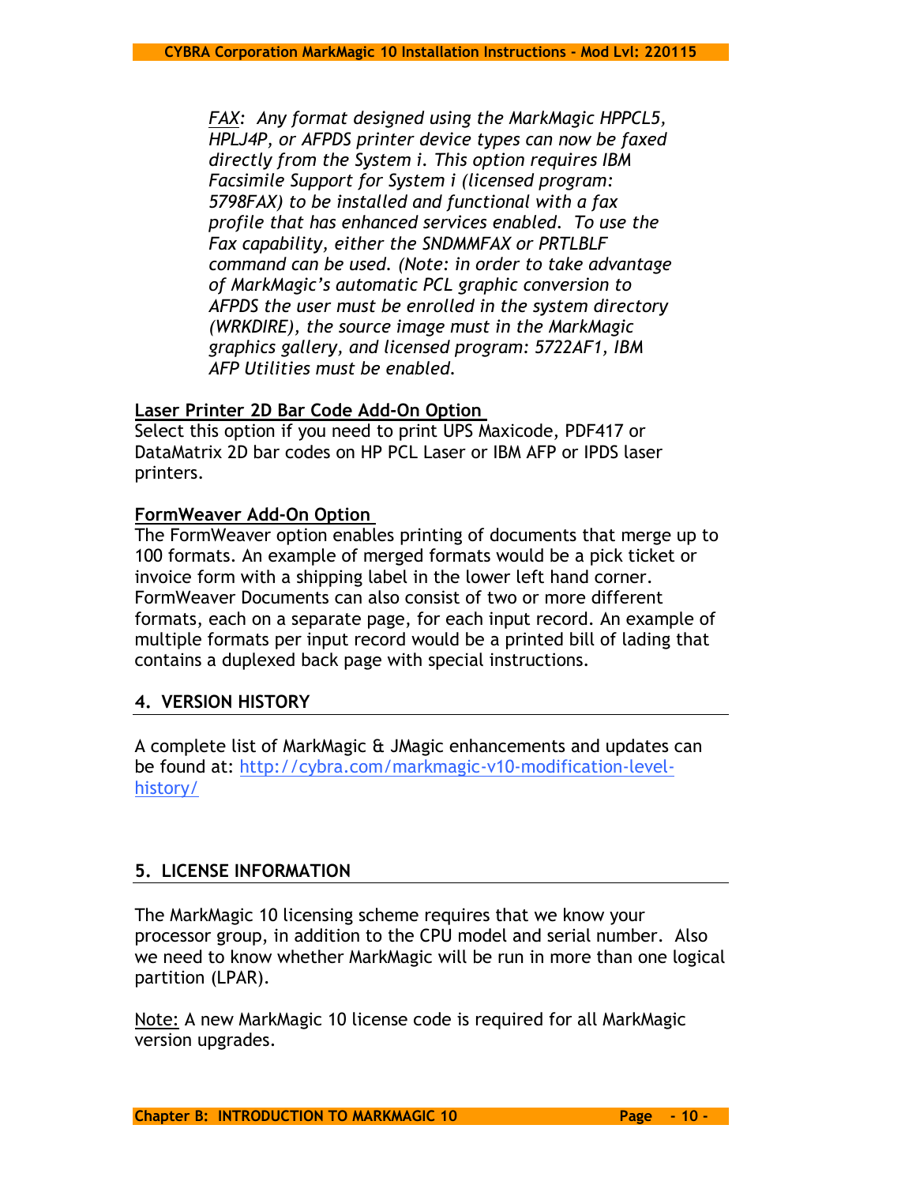*FAX: Any format designed using the MarkMagic HPPCL5, HPLJ4P, or AFPDS printer device types can now be faxed directly from the System i. This option requires IBM Facsimile Support for System i (licensed program: 5798FAX) to be installed and functional with a fax profile that has enhanced services enabled. To use the Fax capability, either the SNDMMFAX or PRTLBLF command can be used. (Note: in order to take advantage of MarkMagic's automatic PCL graphic conversion to AFPDS the user must be enrolled in the system directory (WRKDIRE), the source image must in the MarkMagic graphics gallery, and licensed program: 5722AF1, IBM AFP Utilities must be enabled.*

**Laser Printer 2D Bar Code Add-On Option**

Select this option if you need to print UPS Maxicode, PDF417 or DataMatrix 2D bar codes on HP PCL Laser or IBM AFP or IPDS laser printers.

**FormWeaver Add-On Option**

The FormWeaver option enables printing of documents that merge up to 100 formats. An example of merged formats would be a pick ticket or invoice form with a shipping label in the lower left hand corner. FormWeaver Documents can also consist of two or more different formats, each on a separate page, for each input record. An example of multiple formats per input record would be a printed bill of lading that contains a duplexed back page with special instructions.

## 4. VERSION HISTORY

A complete list of MarkMagic & JMagic enhancements and updates can be found at: http://cybra.com/markmagic-v10-modification-level-history/

## 5. LICENSE INFORMATION

The MarkMagic 10 licensing scheme requires that we know your processor group, in addition to the CPU model and serial number. Also we need to know whether MarkMagic will be run in more than one logical partition (LPAR).

Note: A new MarkMagic 10 license code is required for all MarkMagic version upgrades.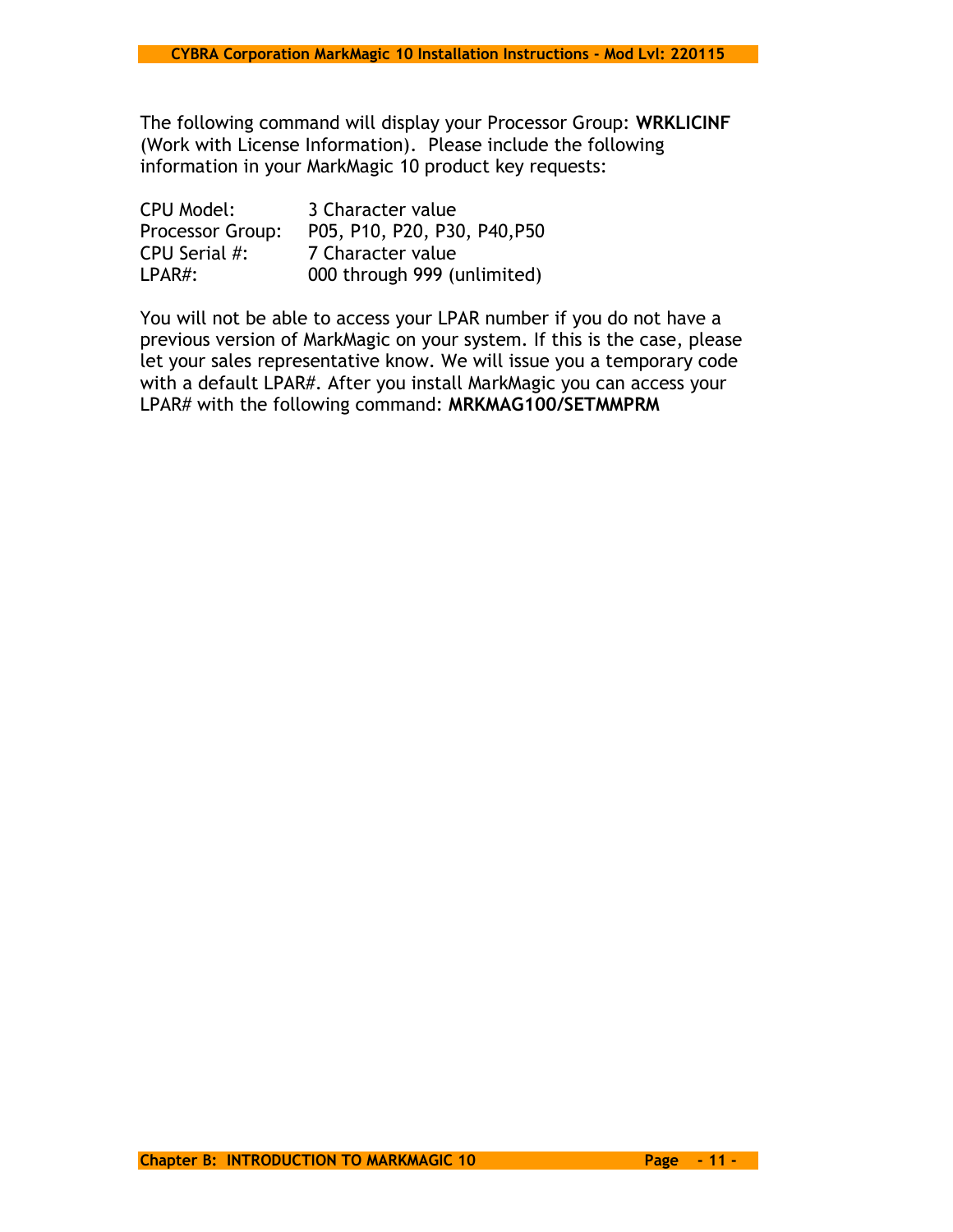The following command will display your Processor Group: **WRKLICINF** (Work with License Information). Please include the following information in your MarkMagic 10 product key requests:

| | |
|---|---|
| CPU Model: | 3 Character value |
| Processor Group: | P05, P10, P20, P30, P40,P50 |
| CPU Serial #: | 7 Character value |
| LPAR#: | 000 through 999 (unlimited) |

You will not be able to access your LPAR number if you do not have a previous version of MarkMagic on your system. If this is the case, please let your sales representative know. We will issue you a temporary code with a default LPAR#. After you install MarkMagic you can access your LPAR# with the following command: **MRKMAG100/SETMMPRM**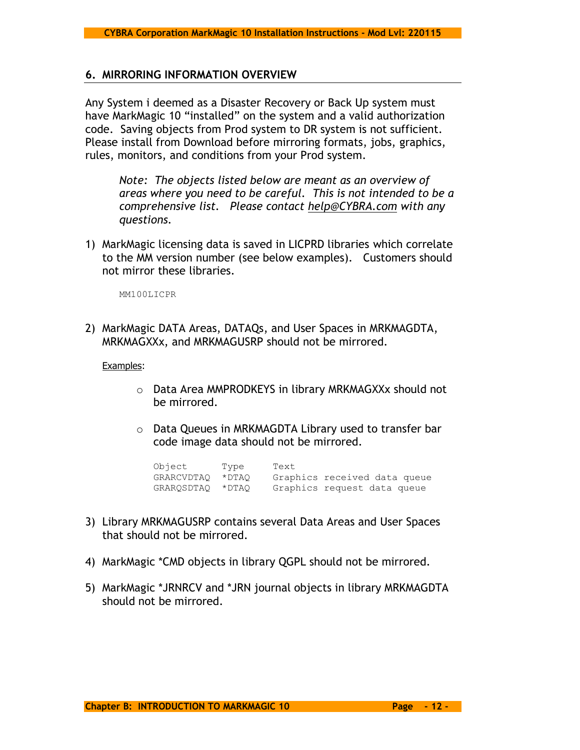## 6. MIRRORING INFORMATION OVERVIEW

Any System i deemed as a Disaster Recovery or Back Up system must have MarkMagic 10 “installed” on the system and a valid authorization code. Saving objects from Prod system to DR system is not sufficient. Please install from Download before mirroring formats, jobs, graphics, rules, monitors, and conditions from your Prod system.

> *Note: The objects listed below are meant as an overview of areas where you need to be careful. This is not intended to be a comprehensive list. Please contact help@CYBRA.com with any questions.*

1) MarkMagic licensing data is saved in LICPRD libraries which correlate to the MM version number (see below examples). Customers should not mirror these libraries.

```
MM100LICPR
```

2) MarkMagic DATA Areas, DATAQs, and User Spaces in MRKMAGDTA, MRKMAGXXx, and MRKMAGUSRP should not be mirrored.

   Examples:

   - Data Area MMPRODKEYS in library MRKMAGXXx should not be mirrored.
   - Data Queues in MRKMAGDTA Library used to transfer bar code image data should not be mirrored.

```
Object       Type     Text
GRARCVDTAQ   *DTAQ    Graphics received data queue
GRARQSDTAQ   *DTAQ    Graphics request data queue
```

3) Library MRKMAGUSRP contains several Data Areas and User Spaces that should not be mirrored.

4) MarkMagic *CMD objects in library QGPL should not be mirrored.

5) MarkMagic *JRNRCV and *JRN journal objects in library MRKMAGDTA should not be mirrored.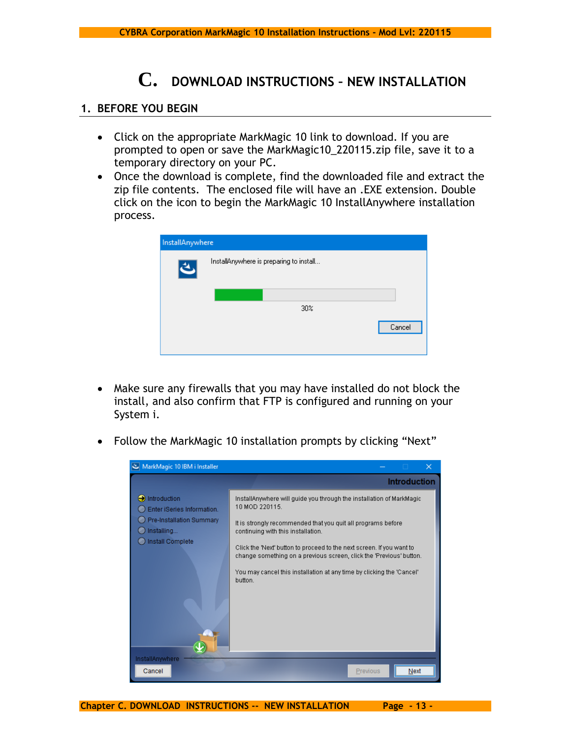# C. DOWNLOAD INSTRUCTIONS – NEW INSTALLATION

## 1. BEFORE YOU BEGIN

- Click on the appropriate MarkMagic 10 link to download. If you are prompted to open or save the MarkMagic10_220115.zip file, save it to a temporary directory on your PC.
- Once the download is complete, find the downloaded file and extract the zip file contents. The enclosed file will have an .EXE extension. Double click on the icon to begin the MarkMagic 10 InstallAnywhere installation process.

- Make sure any firewalls that you may have installed do not block the install, and also confirm that FTP is configured and running on your System i.

- Follow the MarkMagic 10 installation prompts by clicking "Next"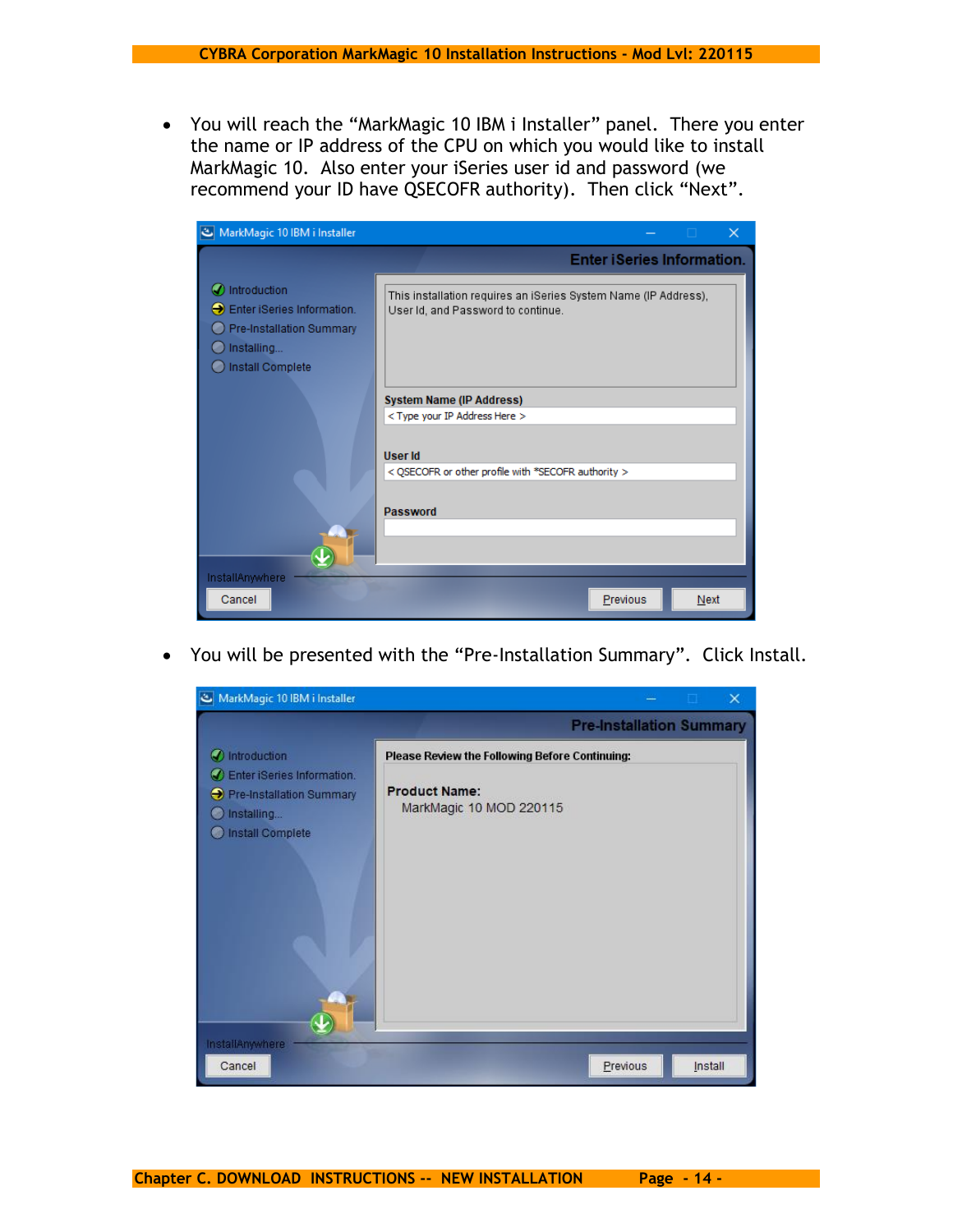- You will reach the "MarkMagic 10 IBM i Installer" panel. There you enter the name or IP address of the CPU on which you would like to install MarkMagic 10. Also enter your iSeries user id and password (we recommend your ID have QSECOFR authority). Then click "Next".

- You will be presented with the "Pre-Installation Summary". Click Install.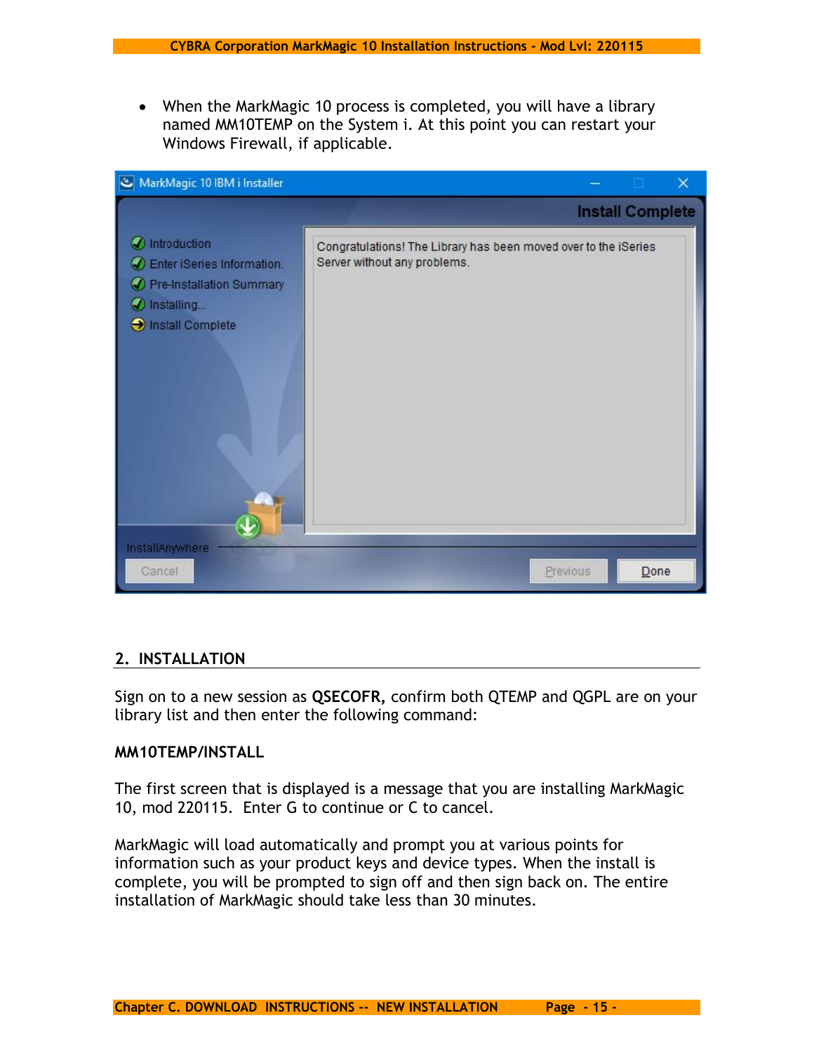- When the MarkMagic 10 process is completed, you will have a library named MM10TEMP on the System i. At this point you can restart your Windows Firewall, if applicable.

## 2. INSTALLATION

Sign on to a new session as **QSECOFR**, confirm both QTEMP and QGPL are on your library list and then enter the following command:

**MM10TEMP/INSTALL**

The first screen that is displayed is a message that you are installing MarkMagic 10, mod 220115. Enter G to continue or C to cancel.

MarkMagic will load automatically and prompt you at various points for information such as your product keys and device types. When the install is complete, you will be prompted to sign off and then sign back on. The entire installation of MarkMagic should take less than 30 minutes.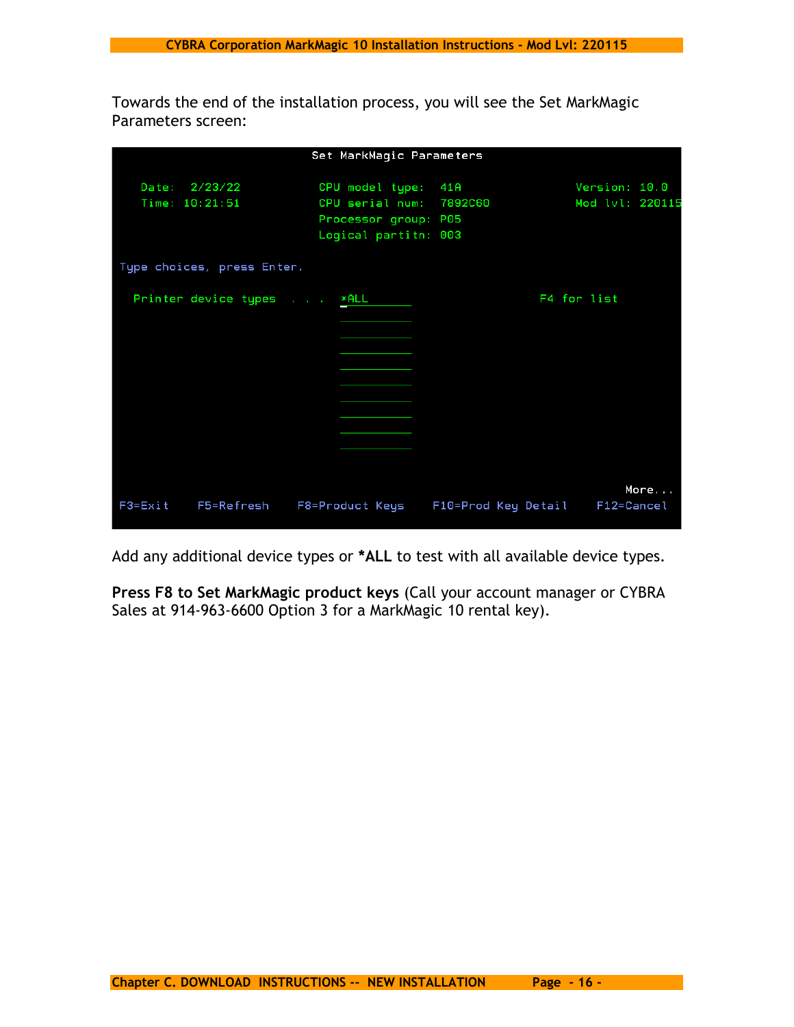Towards the end of the installation process, you will see the Set MarkMagic Parameters screen:

```
                         Set MarkMagic Parameters

   Date:  2/23/22          CPU model type:  41A              Version: 10.0
   Time: 10:21:51          CPU serial num:  7892C60          Mod lvl: 220115
                           Processor group: P05
                           Logical partitn: 003

 Type choices, press Enter.

   Printer device types  . . .  *ALL                      F4 for list
                                __________
                                __________
                                __________
                                __________
                                __________
                                __________
                                __________
                                __________
                                __________

                                                                   More...
 F3=Exit    F5=Refresh    F8=Product Keys    F10=Prod Key Detail    F12=Cancel
```

Add any additional device types or **\*ALL** to test with all available device types.

**Press F8 to Set MarkMagic product keys** (Call your account manager or CYBRA Sales at 914-963-6600 Option 3 for a MarkMagic 10 rental key).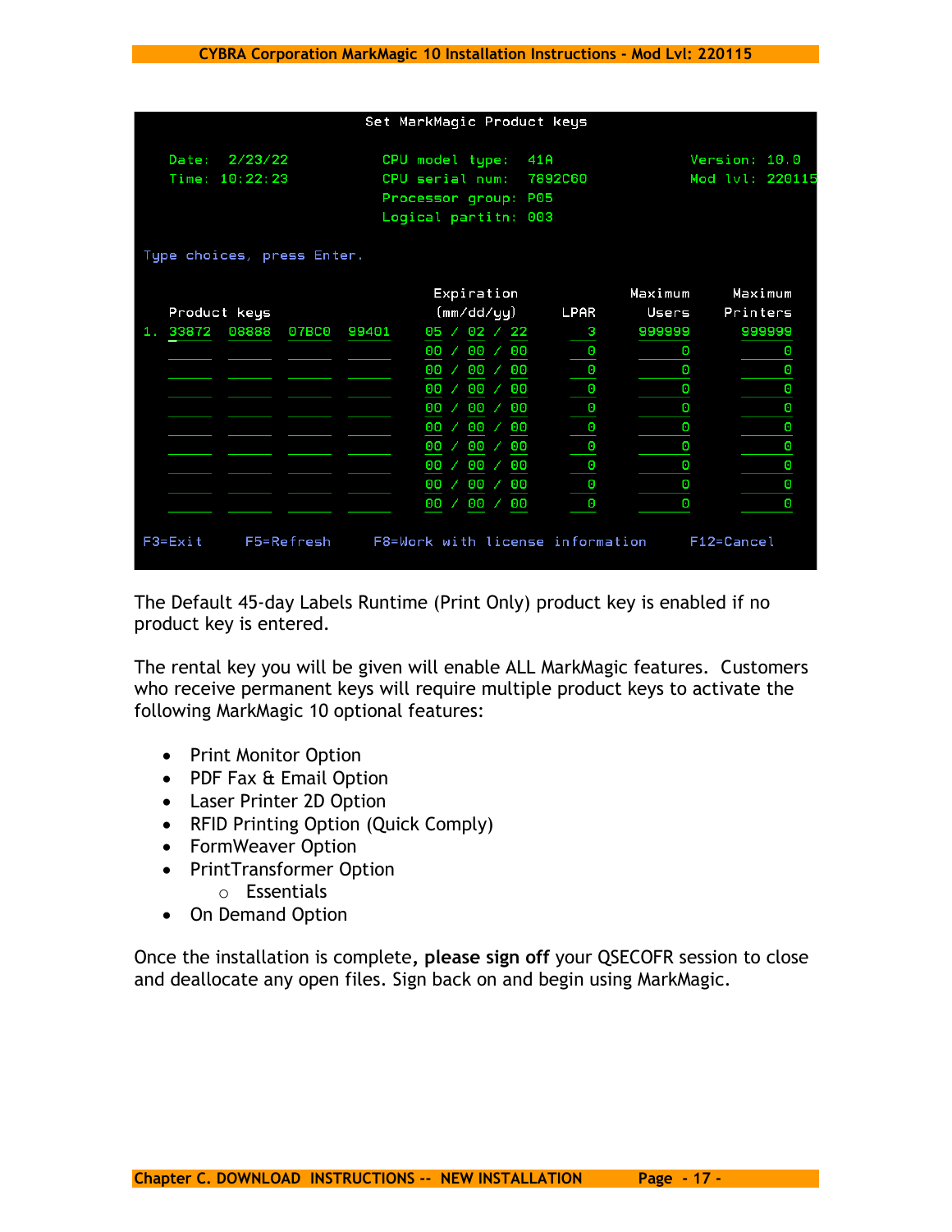```
                        Set MarkMagic Product keys

   Date:  2/23/22          CPU model type:   41A              Version: 10.0
   Time: 10:22:23          CPU serial num:   7892C60          Mod lvl: 220115
                           Processor group:  P05
                           Logical partitn:  003

 Type choices, press Enter.

                                       Expiration                Maximum     Maximum
   Product keys                        (mm/dd/yy)       LPAR       Users    Printers
 1. 33872  08888  07BC0  99401       05 / 02 / 22         3      999999      999999
                                     00 / 00 / 00         0           0           0
                                     00 / 00 / 00         0           0           0
                                     00 / 00 / 00         0           0           0
                                     00 / 00 / 00         0           0           0
                                     00 / 00 / 00         0           0           0
                                     00 / 00 / 00         0           0           0
                                     00 / 00 / 00         0           0           0
                                     00 / 00 / 00         0           0           0
                                     00 / 00 / 00         0           0           0

 F3=Exit      F5=Refresh      F8=Work with license information      F12=Cancel
```

The Default 45-day Labels Runtime (Print Only) product key is enabled if no product key is entered.

The rental key you will be given will enable ALL MarkMagic features. Customers who receive permanent keys will require multiple product keys to activate the following MarkMagic 10 optional features:

- Print Monitor Option
- PDF Fax & Email Option
- Laser Printer 2D Option
- RFID Printing Option (Quick Comply)
- FormWeaver Option
- PrintTransformer Option
  - Essentials
- On Demand Option

Once the installation is complete, **please sign off** your QSECOFR session to close and deallocate any open files. Sign back on and begin using MarkMagic.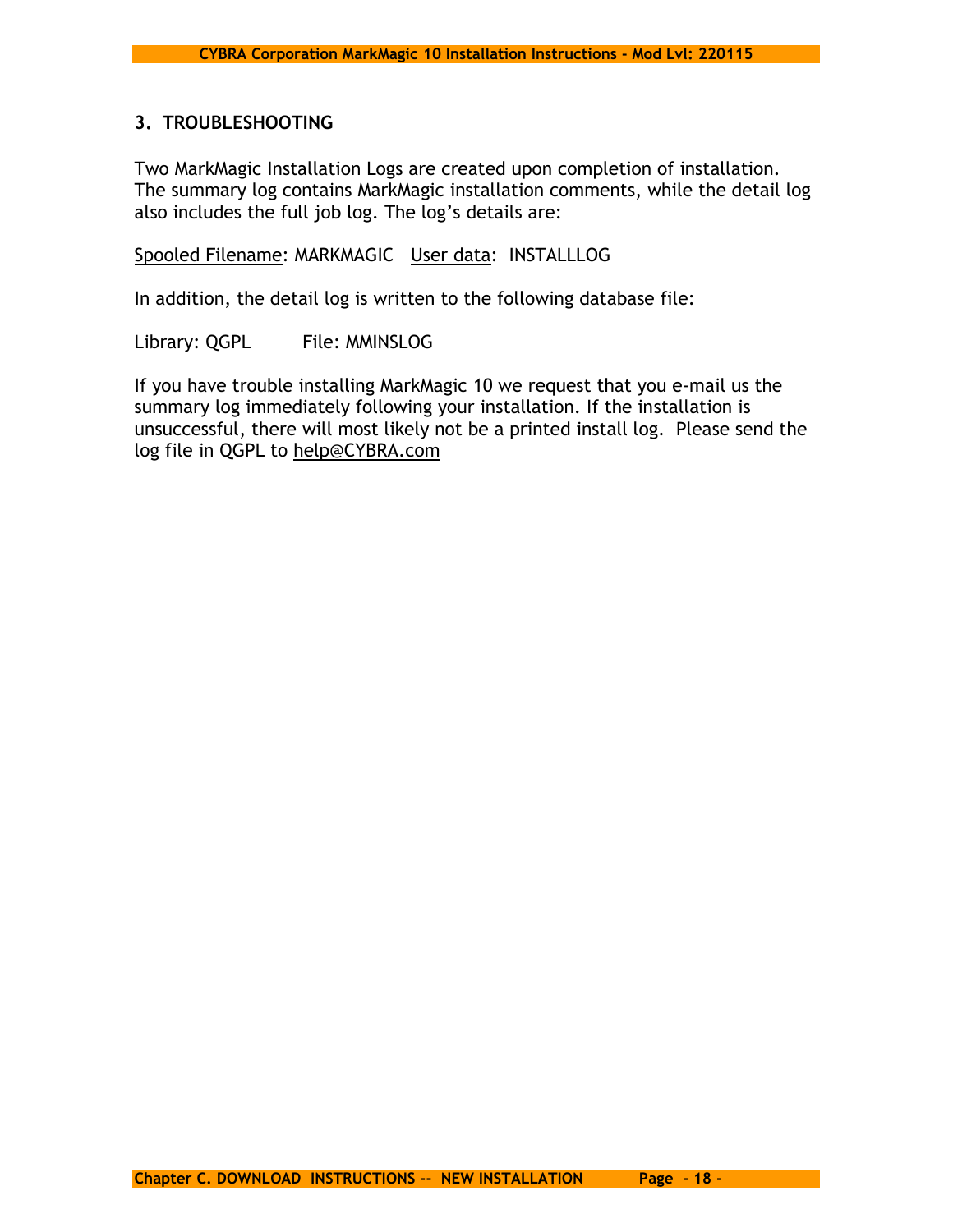## 3. TROUBLESHOOTING

Two MarkMagic Installation Logs are created upon completion of installation. The summary log contains MarkMagic installation comments, while the detail log also includes the full job log. The log's details are:

Spooled Filename: MARKMAGIC   User data: INSTALLLOG

In addition, the detail log is written to the following database file:

Library: QGPL   File: MMINSLOG

If you have trouble installing MarkMagic 10 we request that you e-mail us the summary log immediately following your installation. If the installation is unsuccessful, there will most likely not be a printed install log. Please send the log file in QGPL to help@CYBRA.com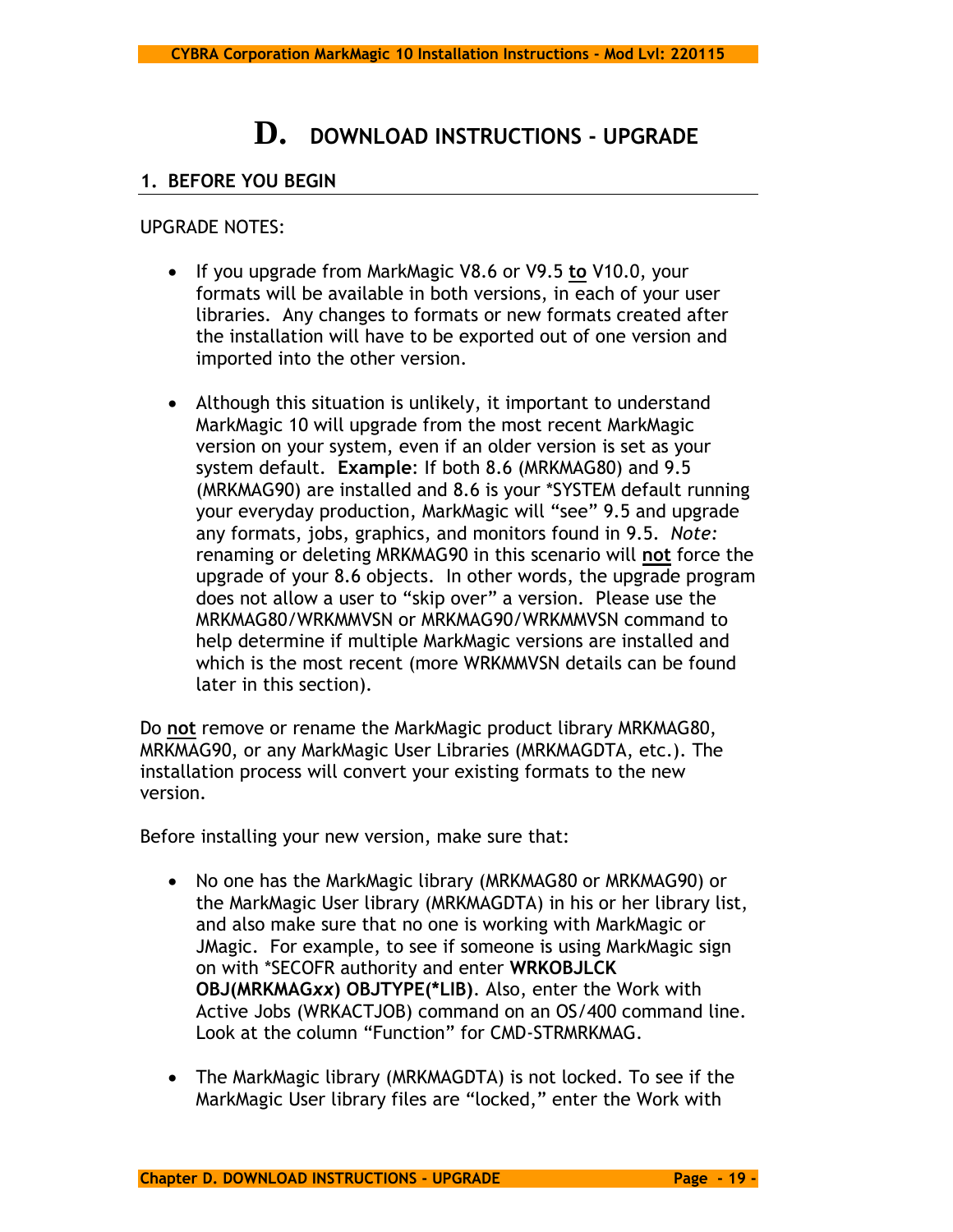# D. DOWNLOAD INSTRUCTIONS - UPGRADE

## 1. BEFORE YOU BEGIN

UPGRADE NOTES:

- If you upgrade from MarkMagic V8.6 or V9.5 **to** V10.0, your formats will be available in both versions, in each of your user libraries. Any changes to formats or new formats created after the installation will have to be exported out of one version and imported into the other version.

- Although this situation is unlikely, it important to understand MarkMagic 10 will upgrade from the most recent MarkMagic version on your system, even if an older version is set as your system default. **Example**: If both 8.6 (MRKMAG80) and 9.5 (MRKMAG90) are installed and 8.6 is your *SYSTEM default running your everyday production, MarkMagic will "see" 9.5 and upgrade any formats, jobs, graphics, and monitors found in 9.5. *Note:* renaming or deleting MRKMAG90 in this scenario will **not** force the upgrade of your 8.6 objects. In other words, the upgrade program does not allow a user to "skip over" a version. Please use the MRKMAG80/WRKMMVSN or MRKMAG90/WRKMMVSN command to help determine if multiple MarkMagic versions are installed and which is the most recent (more WRKMMVSN details can be found later in this section).

Do **not** remove or rename the MarkMagic product library MRKMAG80, MRKMAG90, or any MarkMagic User Libraries (MRKMAGDTA, etc.). The installation process will convert your existing formats to the new version.

Before installing your new version, make sure that:

- No one has the MarkMagic library (MRKMAG80 or MRKMAG90) or the MarkMagic User library (MRKMAGDTA) in his or her library list, and also make sure that no one is working with MarkMagic or JMagic. For example, to see if someone is using MarkMagic sign on with *SECOFR authority and enter **WRKOBJLCK OBJ(MRKMAG*xx*) OBJTYPE(*LIB)**. Also, enter the Work with Active Jobs (WRKACTJOB) command on an OS/400 command line. Look at the column "Function" for CMD-STRMRKMAG.

- The MarkMagic library (MRKMAGDTA) is not locked. To see if the MarkMagic User library files are "locked," enter the Work with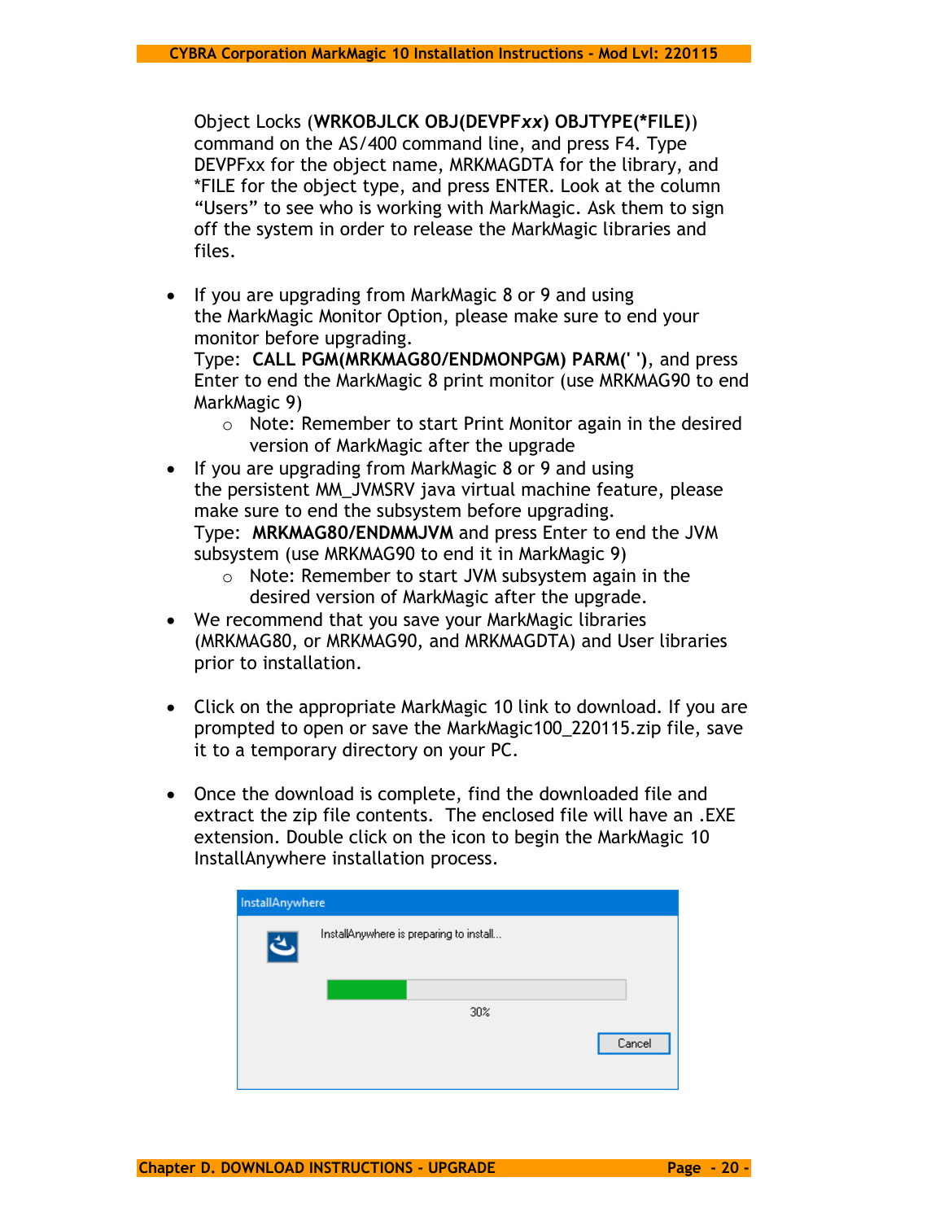Object Locks (**WRKOBJLCK OBJ(DEVPF*xx*) OBJTYPE(*FILE)**) command on the AS/400 command line, and press F4. Type DEVPFxx for the object name, MRKMAGDTA for the library, and *FILE for the object type, and press ENTER. Look at the column “Users” to see who is working with MarkMagic. Ask them to sign off the system in order to release the MarkMagic libraries and files.

- If you are upgrading from MarkMagic 8 or 9 and using the MarkMagic Monitor Option, please make sure to end your monitor before upgrading.
  Type: **CALL PGM(MRKMAG80/ENDMONPGM) PARM(' ')**, and press Enter to end the MarkMagic 8 print monitor (use MRKMAG90 to end MarkMagic 9)
    - Note: Remember to start Print Monitor again in the desired version of MarkMagic after the upgrade
- If you are upgrading from MarkMagic 8 or 9 and using the persistent MM_JVMSRV java virtual machine feature, please make sure to end the subsystem before upgrading.
  Type: **MRKMAG80/ENDMMJVM** and press Enter to end the JVM subsystem (use MRKMAG90 to end it in MarkMagic 9)
    - Note: Remember to start JVM subsystem again in the desired version of MarkMagic after the upgrade.
- We recommend that you save your MarkMagic libraries (MRKMAG80, or MRKMAG90, and MRKMAGDTA) and User libraries prior to installation.

- Click on the appropriate MarkMagic 10 link to download. If you are prompted to open or save the MarkMagic100_220115.zip file, save it to a temporary directory on your PC.

- Once the download is complete, find the downloaded file and extract the zip file contents. The enclosed file will have an .EXE extension. Double click on the icon to begin the MarkMagic 10 InstallAnywhere installation process.

InstallAnywhere

InstallAnywhere is preparing to install...

30%

Cancel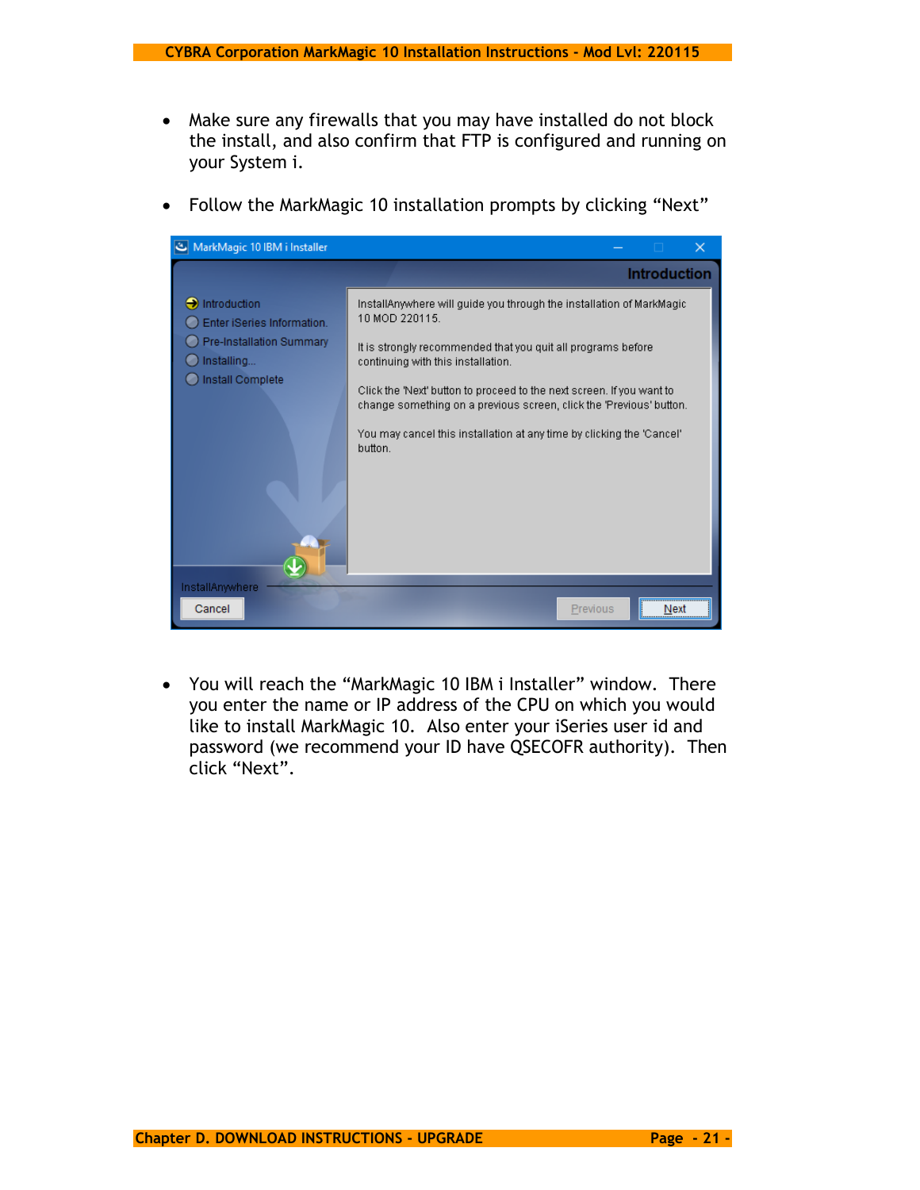- Make sure any firewalls that you may have installed do not block the install, and also confirm that FTP is configured and running on your System i.

- Follow the MarkMagic 10 installation prompts by clicking "Next"

- You will reach the "MarkMagic 10 IBM i Installer" window. There you enter the name or IP address of the CPU on which you would like to install MarkMagic 10. Also enter your iSeries user id and password (we recommend your ID have QSECOFR authority). Then click "Next".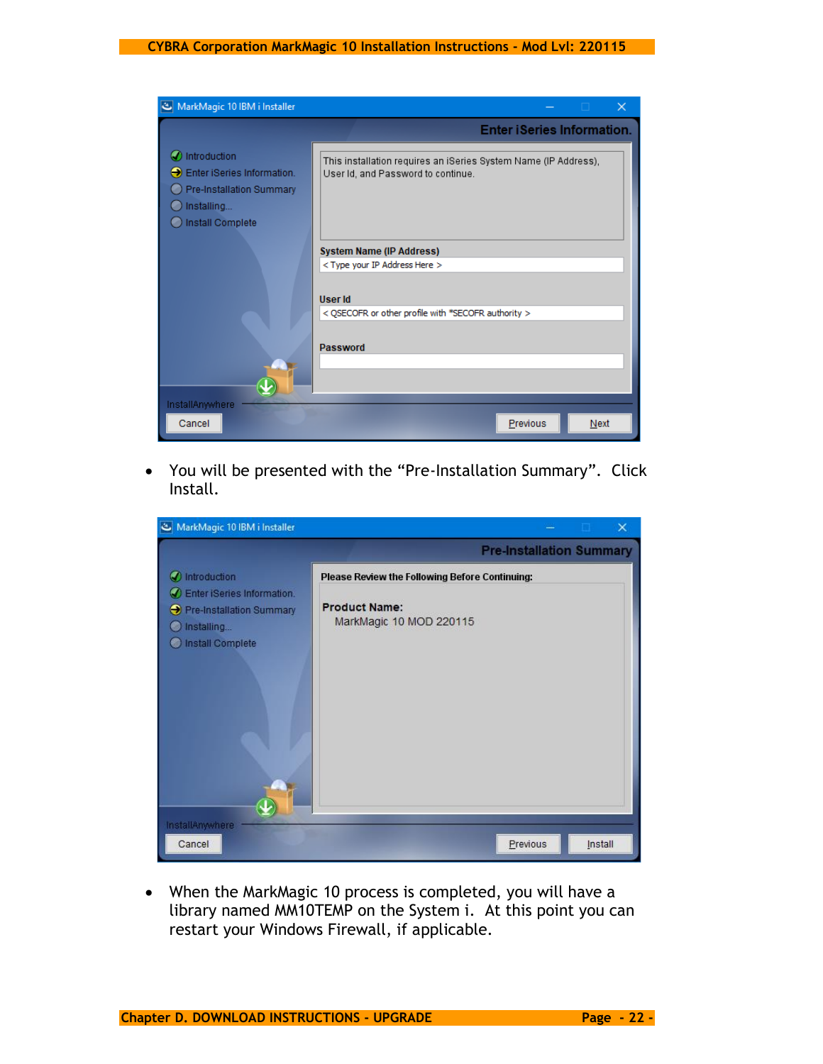- You will be presented with the “Pre-Installation Summary”. Click Install.

- When the MarkMagic 10 process is completed, you will have a library named MM10TEMP on the System i. At this point you can restart your Windows Firewall, if applicable.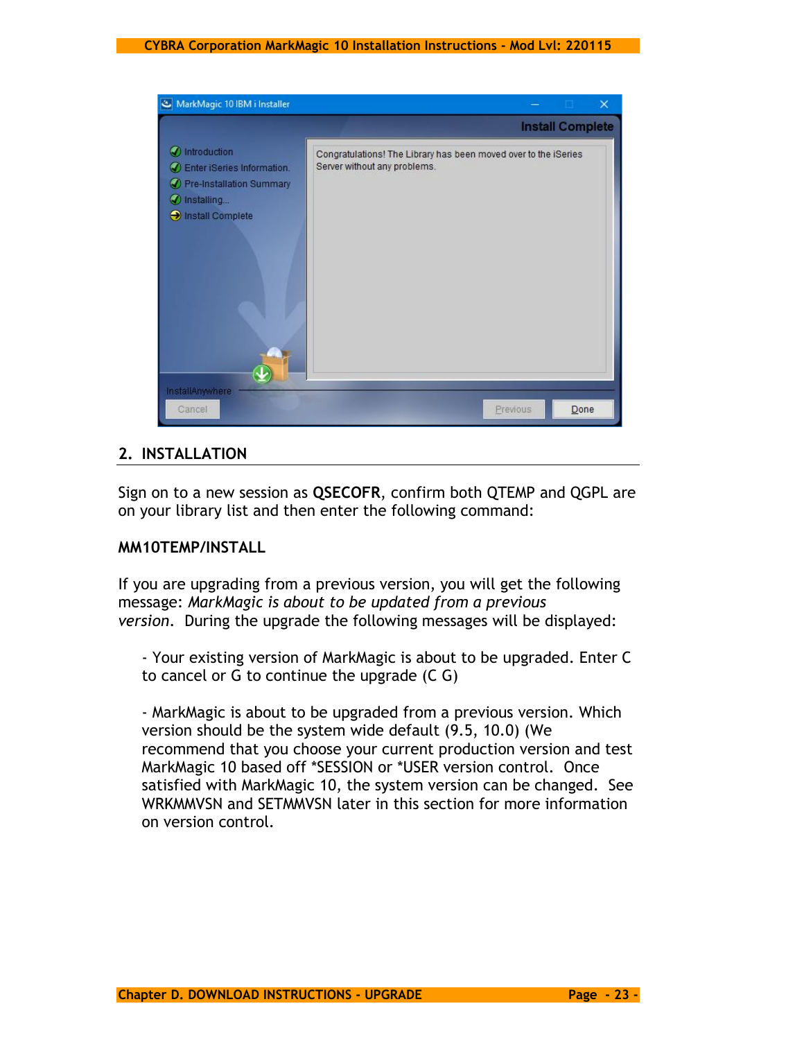## 2. INSTALLATION

Sign on to a new session as **QSECOFR**, confirm both QTEMP and QGPL are on your library list and then enter the following command:

**MM10TEMP/INSTALL**

If you are upgrading from a previous version, you will get the following message: *MarkMagic is about to be updated from a previous version*. During the upgrade the following messages will be displayed:

- Your existing version of MarkMagic is about to be upgraded. Enter C to cancel or G to continue the upgrade (C G)

- MarkMagic is about to be upgraded from a previous version. Which version should be the system wide default (9.5, 10.0) (We recommend that you choose your current production version and test MarkMagic 10 based off *SESSION or *USER version control. Once satisfied with MarkMagic 10, the system version can be changed. See WRKMMVSN and SETMMVSN later in this section for more information on version control.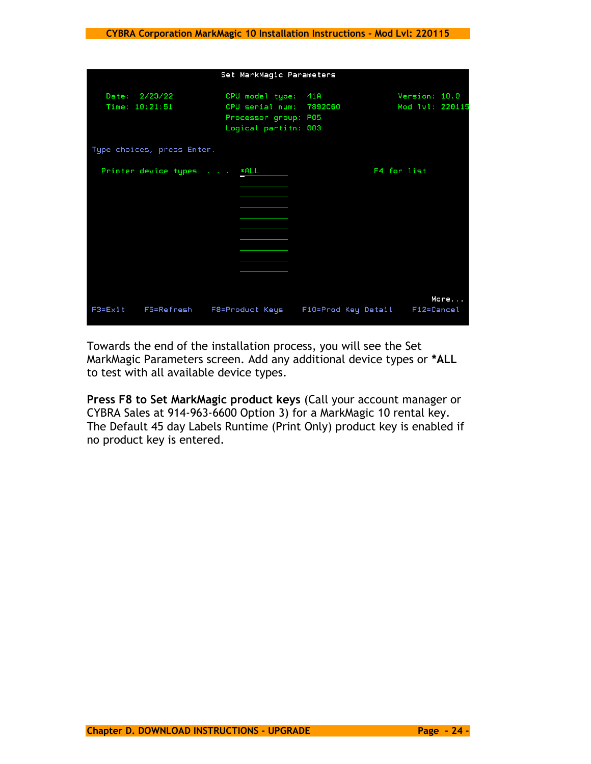```
                          Set MarkMagic Parameters

   Date:  2/23/22          CPU model type:  41A            Version: 10.0
   Time: 10:21:51          CPU serial num:  7892C60        Mod lvl: 220115
                           Processor group: P05
                           Logical partitn: 003

 Type choices, press Enter.

   Printer device types . . .  *ALL__________               F4 for list
                               ______________
                               ______________
                               ______________
                               ______________
                               ______________
                               ______________
                               ______________
                               ______________
                               ______________

                                                                     More...
 F3=Exit    F5=Refresh    F8=Product Keys    F10=Prod Key Detail    F12=Cancel
```

Towards the end of the installation process, you will see the Set MarkMagic Parameters screen. Add any additional device types or ***ALL** to test with all available device types.

**Press F8 to Set MarkMagic product keys** (Call your account manager or CYBRA Sales at 914-963-6600 Option 3) for a MarkMagic 10 rental key. The Default 45 day Labels Runtime (Print Only) product key is enabled if no product key is entered.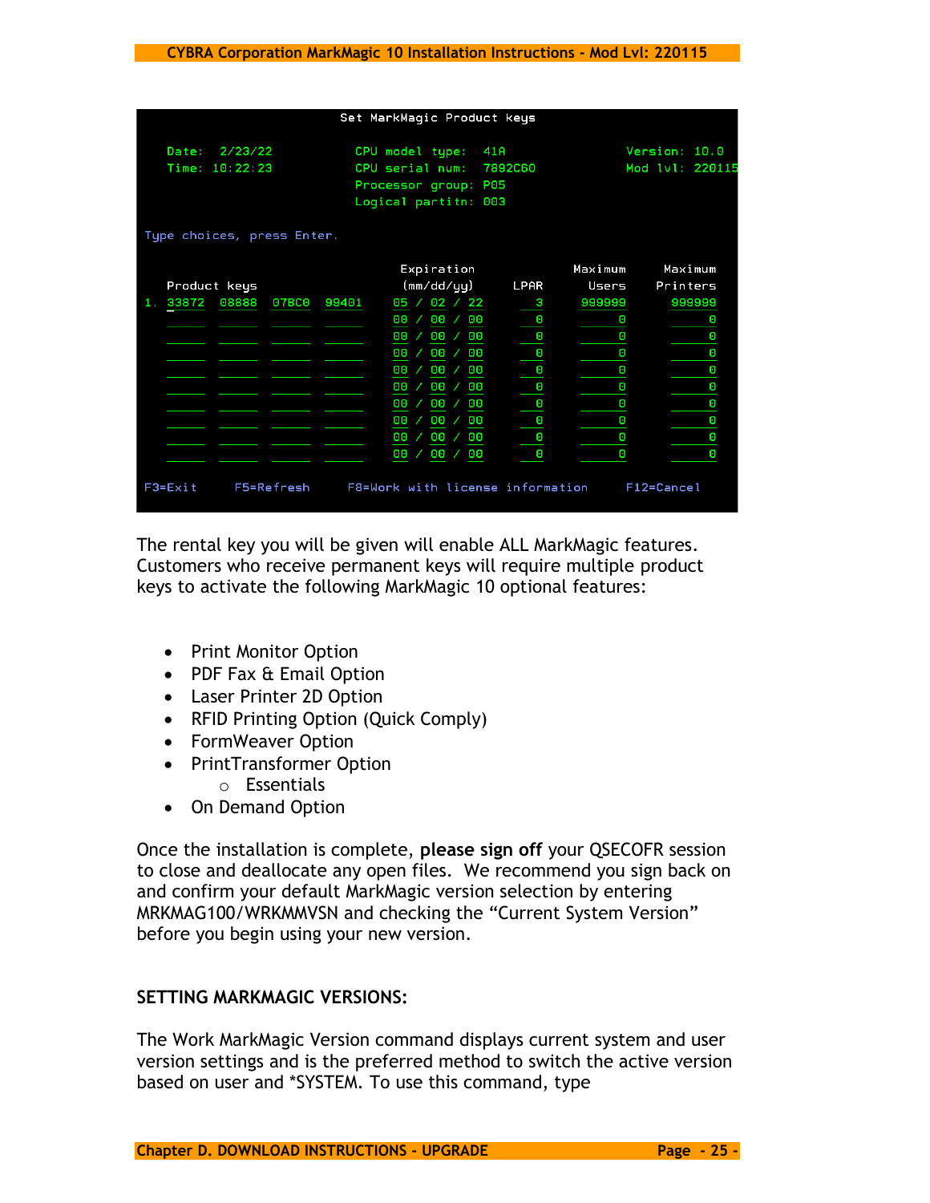```
                         Set MarkMagic Product keys

   Date:  2/23/22          CPU model type:  41A              Version: 10.0
   Time: 10:22:23          CPU serial num:  7892C60          Mod lvl: 220115
                           Processor group: P05
                           Logical partitn: 003

 Type choices, press Enter.

                                   Expiration              Maximum     Maximum
   Product keys                    (mm/dd/yy)     LPAR      Users     Printers
1. 33872  08888  07BC0  99401      05 / 02 / 22      3     999999      999999
   _____  _____  _____  _____      00 / 00 / 00      0          0           0
   _____  _____  _____  _____      00 / 00 / 00      0          0           0
   _____  _____  _____  _____      00 / 00 / 00      0          0           0
   _____  _____  _____  _____      00 / 00 / 00      0          0           0
   _____  _____  _____  _____      00 / 00 / 00      0          0           0
   _____  _____  _____  _____      00 / 00 / 00      0          0           0
   _____  _____  _____  _____      00 / 00 / 00      0          0           0
   _____  _____  _____  _____      00 / 00 / 00      0          0           0
   _____  _____  _____  _____      00 / 00 / 00      0          0           0

 F3=Exit     F5=Refresh     F8=Work with license information      F12=Cancel
```

The rental key you will be given will enable ALL MarkMagic features. Customers who receive permanent keys will require multiple product keys to activate the following MarkMagic 10 optional features:

- Print Monitor Option
- PDF Fax & Email Option
- Laser Printer 2D Option
- RFID Printing Option (Quick Comply)
- FormWeaver Option
- PrintTransformer Option
  - Essentials
- On Demand Option

Once the installation is complete, **please sign off** your QSECOFR session to close and deallocate any open files. We recommend you sign back on and confirm your default MarkMagic version selection by entering MRKMAG100/WRKMMVSN and checking the "Current System Version" before you begin using your new version.

## SETTING MARKMAGIC VERSIONS:

The Work MarkMagic Version command displays current system and user version settings and is the preferred method to switch the active version based on user and *SYSTEM. To use this command, type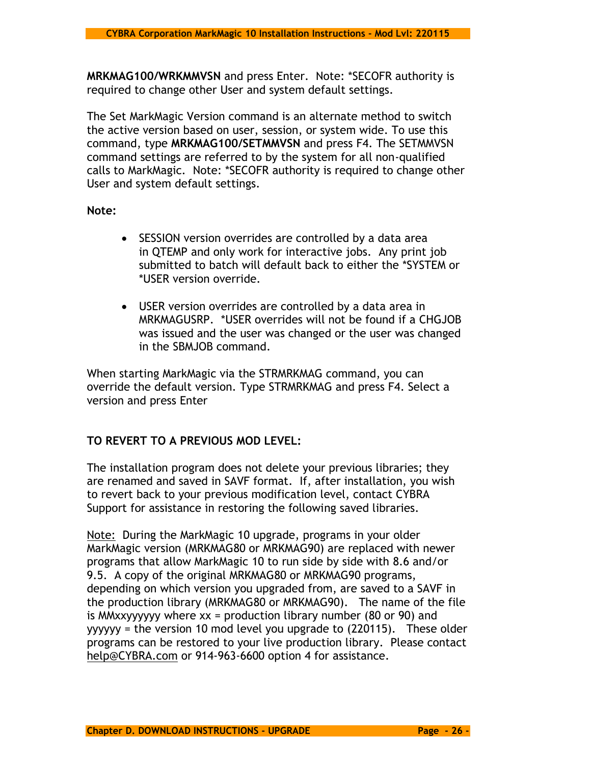**MRKMAG100/WRKMMVSN** and press Enter. Note: *SECOFR authority is required to change other User and system default settings.

The Set MarkMagic Version command is an alternate method to switch the active version based on user, session, or system wide. To use this command, type **MRKMAG100/SETMMVSN** and press F4. The SETMMVSN command settings are referred to by the system for all non-qualified calls to MarkMagic. Note: *SECOFR authority is required to change other User and system default settings.

**Note:**

- SESSION version overrides are controlled by a data area in QTEMP and only work for interactive jobs. Any print job submitted to batch will default back to either the *SYSTEM or *USER version override.

- USER version overrides are controlled by a data area in MRKMAGUSRP. *USER overrides will not be found if a CHGJOB was issued and the user was changed or the user was changed in the SBMJOB command.

When starting MarkMagic via the STRMRKMAG command, you can override the default version. Type STRMRKMAG and press F4. Select a version and press Enter

**TO REVERT TO A PREVIOUS MOD LEVEL:**

The installation program does not delete your previous libraries; they are renamed and saved in SAVF format. If, after installation, you wish to revert back to your previous modification level, contact CYBRA Support for assistance in restoring the following saved libraries.

Note: During the MarkMagic 10 upgrade, programs in your older MarkMagic version (MRKMAG80 or MRKMAG90) are replaced with newer programs that allow MarkMagic 10 to run side by side with 8.6 and/or 9.5. A copy of the original MRKMAG80 or MRKMAG90 programs, depending on which version you upgraded from, are saved to a SAVF in the production library (MRKMAG80 or MRKMAG90). The name of the file is MMxxyyyyyy where xx = production library number (80 or 90) and yyyyyy = the version 10 mod level you upgrade to (220115). These older programs can be restored to your live production library. Please contact help@CYBRA.com or 914-963-6600 option 4 for assistance.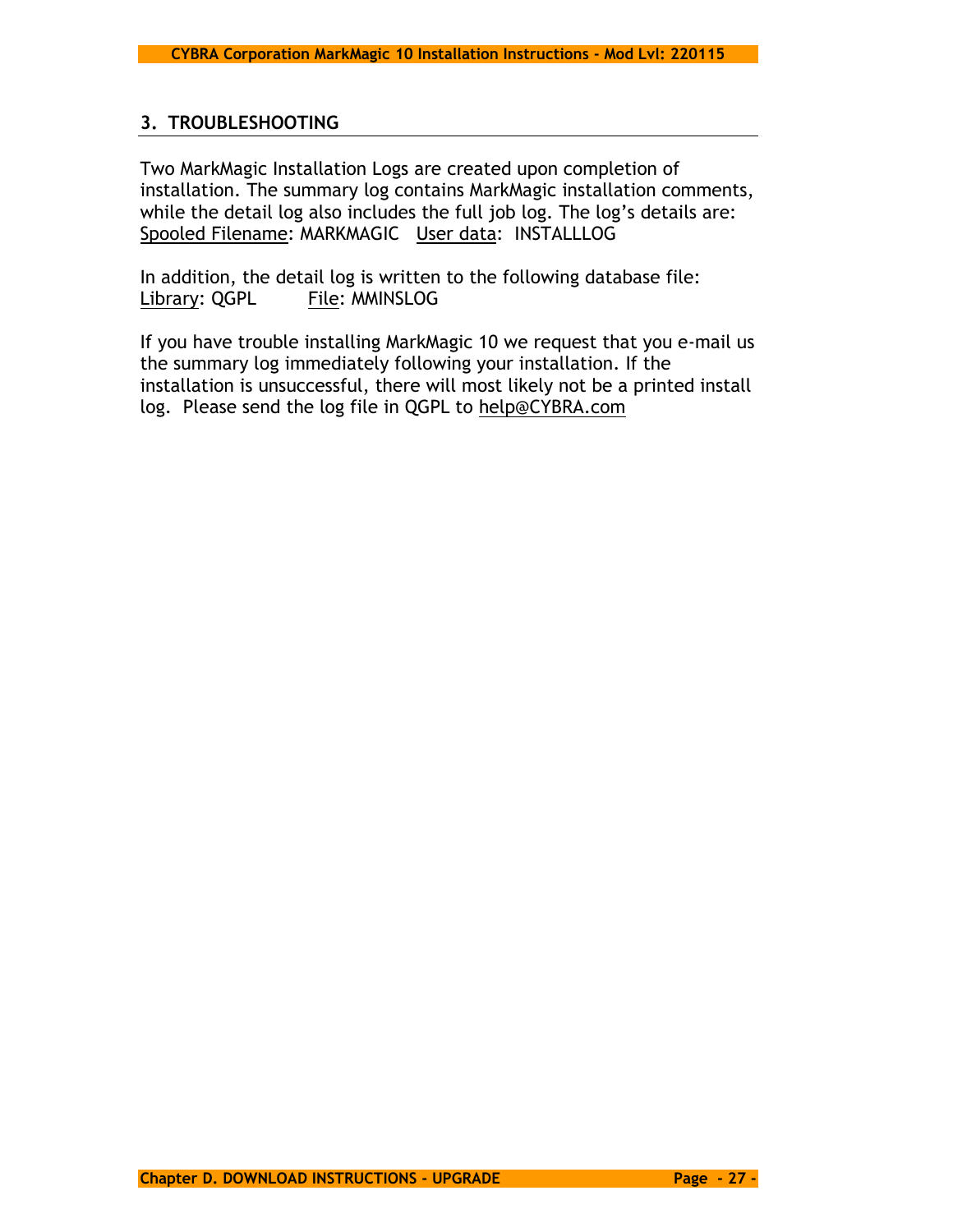## 3. TROUBLESHOOTING

Two MarkMagic Installation Logs are created upon completion of installation. The summary log contains MarkMagic installation comments, while the detail log also includes the full job log. The log's details are:
Spooled Filename: MARKMAGIC   User data:  INSTALLLOG

In addition, the detail log is written to the following database file:
Library: QGPL        File: MMINSLOG

If you have trouble installing MarkMagic 10 we request that you e-mail us the summary log immediately following your installation. If the installation is unsuccessful, there will most likely not be a printed install log.  Please send the log file in QGPL to help@CYBRA.com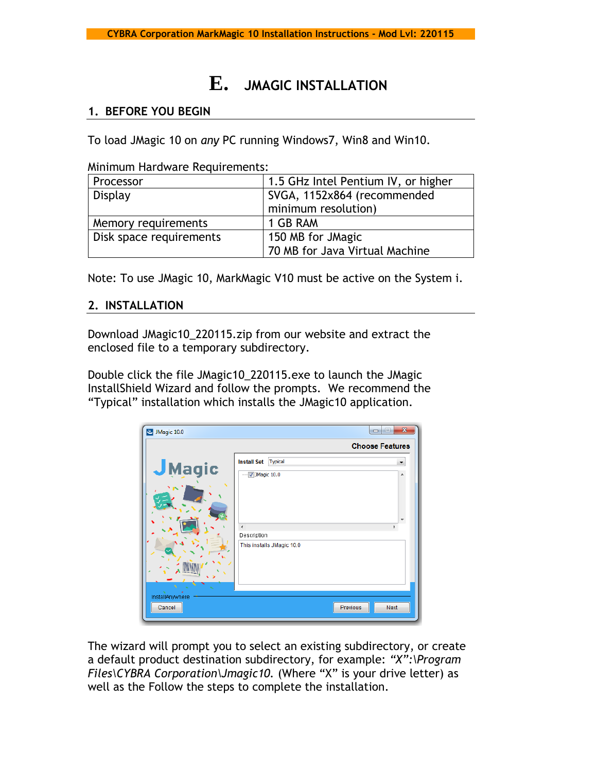# E. JMAGIC INSTALLATION

## 1. BEFORE YOU BEGIN

To load JMagic 10 on *any* PC running Windows7, Win8 and Win10.

Minimum Hardware Requirements:

| Processor | 1.5 GHz Intel Pentium IV, or higher |
|---|---|
| Display | SVGA, 1152x864 (recommended minimum resolution) |
| Memory requirements | 1 GB RAM |
| Disk space requirements | 150 MB for JMagic<br>70 MB for Java Virtual Machine |

Note: To use JMagic 10, MarkMagic V10 must be active on the System i.

## 2. INSTALLATION

Download JMagic10_220115.zip from our website and extract the enclosed file to a temporary subdirectory.

Double click the file JMagic10_220115.exe to launch the JMagic InstallShield Wizard and follow the prompts. We recommend the "Typical" installation which installs the JMagic10 application.

The wizard will prompt you to select an existing subdirectory, or create a default product destination subdirectory, for example: *"X":\Program Files\CYBRA Corporation\Jmagic10.* (Where "X" is your drive letter) as well as the Follow the steps to complete the installation.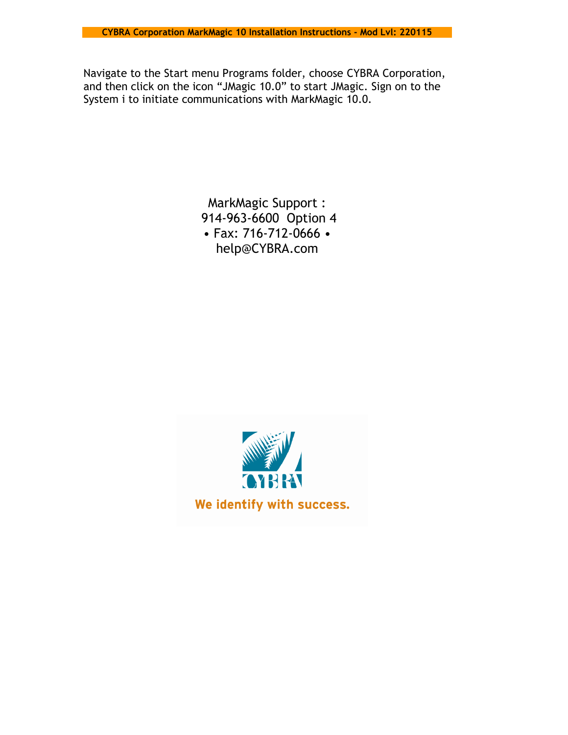Navigate to the Start menu Programs folder, choose CYBRA Corporation, and then click on the icon "JMagic 10.0" to start JMagic. Sign on to the System i to initiate communications with MarkMagic 10.0.

MarkMagic Support :
914-963-6600 Option 4
• Fax: 716-712-0666 •
help@CYBRA.com

CYBRA

We identify with success.